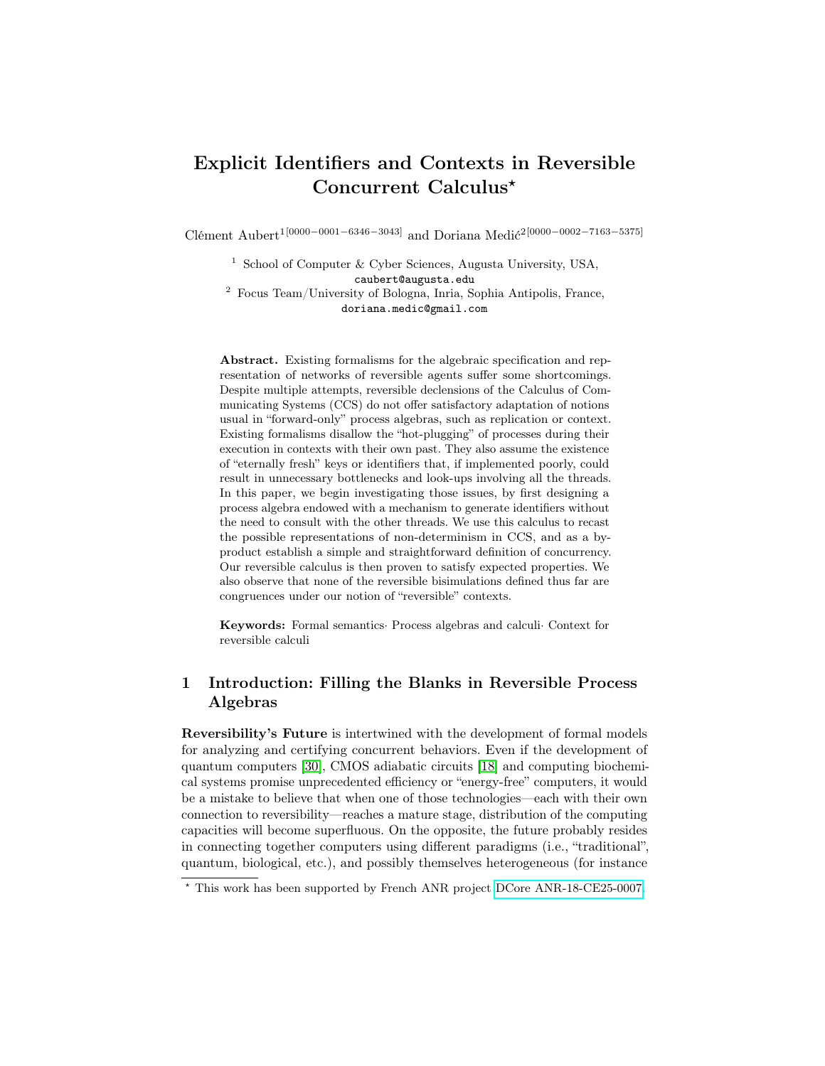# Explicit Identifiers and Contexts in Reversible Concurrent Calculus*

Clément Aubert[1 [0000−0001−6346−3043]] and Doriana Medić[2 [0000−0002−7163−5375]]

[1] School of Computer & Cyber Sciences, Augusta University, USA,
caubert@augusta.edu

[2] Focus Team/University of Bologna, Inria, Sophia Antipolis, France,
doriana.medic@gmail.com

**Abstract.** Existing formalisms for the algebraic specification and representation of networks of reversible agents suffer some shortcomings. Despite multiple attempts, reversible declensions of the Calculus of Communicating Systems (CCS) do not offer satisfactory adaptation of notions usual in "forward-only" process algebras, such as replication or context. Existing formalisms disallow the "hot-plugging" of processes during their execution in contexts with their own past. They also assume the existence of "eternally fresh" keys or identifiers that, if implemented poorly, could result in unnecessary bottlenecks and look-ups involving all the threads. In this paper, we begin investigating those issues, by first designing a process algebra endowed with a mechanism to generate identifiers without the need to consult with the other threads. We use this calculus to recast the possible representations of non-determinism in CCS, and as a by-product establish a simple and straightforward definition of concurrency. Our reversible calculus is then proven to satisfy expected properties. We also observe that none of the reversible bisimulations defined thus far are congruences under our notion of "reversible" contexts.

**Keywords:** Formal semantics· Process algebras and calculi· Context for reversible calculi

## 1 Introduction: Filling the Blanks in Reversible Process Algebras

**Reversibility's Future** is intertwined with the development of formal models for analyzing and certifying concurrent behaviors. Even if the development of quantum computers [30], CMOS adiabatic circuits [18] and computing biochemical systems promise unprecedented efficiency or "energy-free" computers, it would be a mistake to believe that when one of those technologies—each with their own connection to reversibility—reaches a mature stage, distribution of the computing capacities will become superfluous. On the opposite, the future probably resides in connecting together computers using different paradigms (i.e., "traditional", quantum, biological, etc.), and possibly themselves heterogeneous (for instance

* This work has been supported by French ANR project DCore ANR-18-CE25-0007.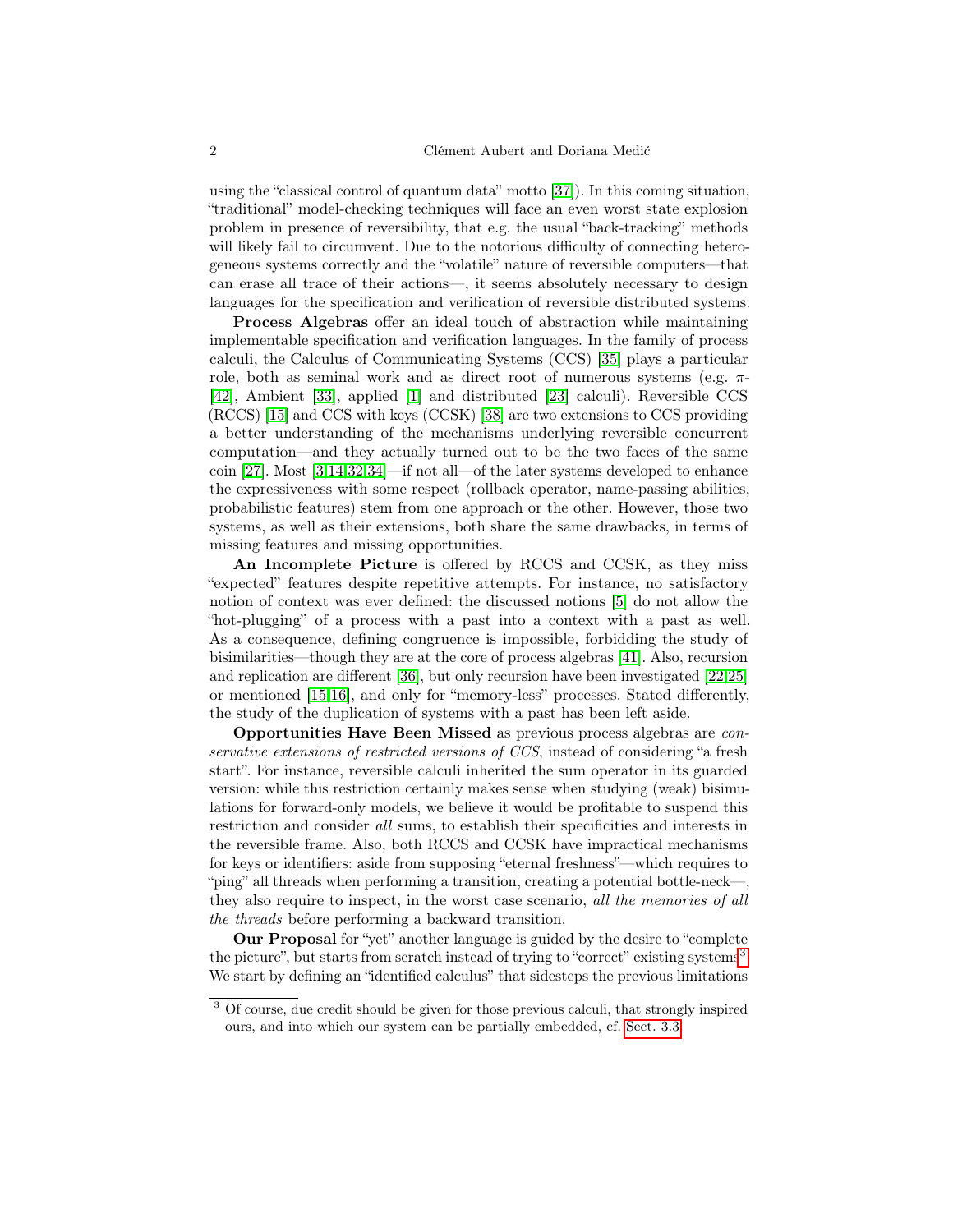using the "classical control of quantum data" motto [37]). In this coming situation, "traditional" model-checking techniques will face an even worst state explosion problem in presence of reversibility, that e.g. the usual "back-tracking" methods will likely fail to circumvent. Due to the notorious difficulty of connecting heterogeneous systems correctly and the "volatile" nature of reversible computers—that can erase all trace of their actions—, it seems absolutely necessary to design languages for the specification and verification of reversible distributed systems.

**Process Algebras** offer an ideal touch of abstraction while maintaining implementable specification and verification languages. In the family of process calculi, the Calculus of Communicating Systems (CCS) [35] plays a particular role, both as seminal work and as direct root of numerous systems (e.g. $\pi$- [42], Ambient [33], applied [1] and distributed [23] calculi). Reversible CCS (RCCS) [15] and CCS with keys (CCSK) [38] are two extensions to CCS providing a better understanding of the mechanisms underlying reversible concurrent computation—and they actually turned out to be the two faces of the same coin [27]. Most [3,14,32,34]—if not all—of the later systems developed to enhance the expressiveness with some respect (rollback operator, name-passing abilities, probabilistic features) stem from one approach or the other. However, those two systems, as well as their extensions, both share the same drawbacks, in terms of missing features and missing opportunities.

**An Incomplete Picture** is offered by RCCS and CCSK, as they miss "expected" features despite repetitive attempts. For instance, no satisfactory notion of context was ever defined: the discussed notions [5] do not allow the "hot-plugging" of a process with a past into a context with a past as well. As a consequence, defining congruence is impossible, forbidding the study of bisimilarities—though they are at the core of process algebras [41]. Also, recursion and replication are different [36], but only recursion have been investigated [22,25] or mentioned [15,16], and only for "memory-less" processes. Stated differently, the study of the duplication of systems with a past has been left aside.

**Opportunities Have Been Missed** as previous process algebras are *conservative extensions of restricted versions of CCS*, instead of considering "a fresh start". For instance, reversible calculi inherited the sum operator in its guarded version: while this restriction certainly makes sense when studying (weak) bisimulations for forward-only models, we believe it would be profitable to suspend this restriction and consider *all* sums, to establish their specificities and interests in the reversible frame. Also, both RCCS and CCSK have impractical mechanisms for keys or identifiers: aside from supposing "eternal freshness"—which requires to "ping" all threads when performing a transition, creating a potential bottle-neck—, they also require to inspect, in the worst case scenario, *all the memories of all the threads* before performing a backward transition.

**Our Proposal** for "yet" another language is guided by the desire to "complete the picture", but starts from scratch instead of trying to "correct" existing systems[3]. We start by defining an "identified calculus" that sidesteps the previous limitations

[3] Of course, due credit should be given for those previous calculi, that strongly inspired ours, and into which our system can be partially embedded, cf. Sect. 3.3.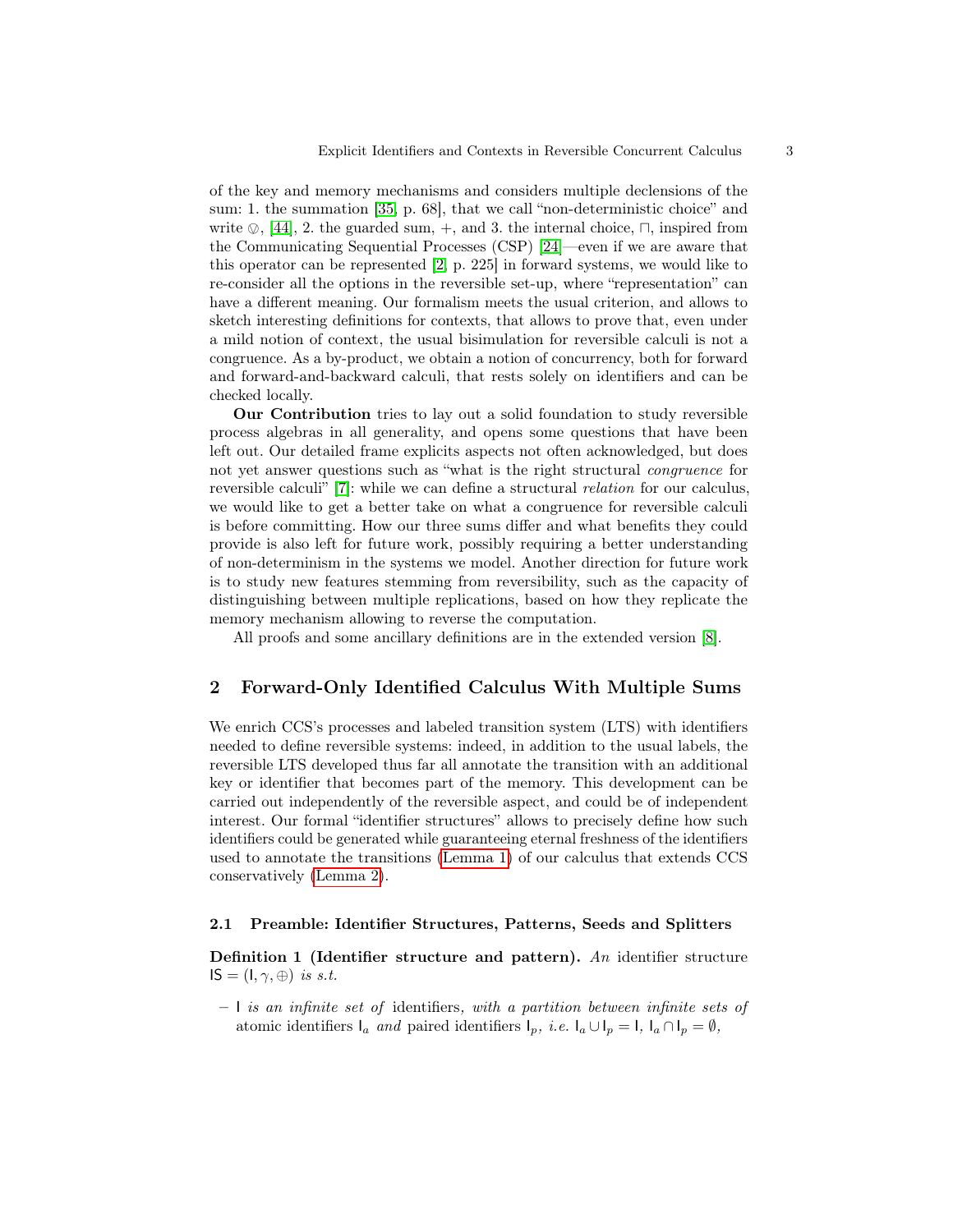of the key and memory mechanisms and considers multiple declensions of the sum: 1. the summation [35, p. 68], that we call "non-deterministic choice" and write $\oslash$, [44], 2. the guarded sum, $+$, and 3. the internal choice, $\sqcap$, inspired from the Communicating Sequential Processes (CSP) [24]—even if we are aware that this operator can be represented [2, p. 225] in forward systems, we would like to re-consider all the options in the reversible set-up, where "representation" can have a different meaning. Our formalism meets the usual criterion, and allows to sketch interesting definitions for contexts, that allows to prove that, even under a mild notion of context, the usual bisimulation for reversible calculi is not a congruence. As a by-product, we obtain a notion of concurrency, both for forward and forward-and-backward calculi, that rests solely on identifiers and can be checked locally.

**Our Contribution** tries to lay out a solid foundation to study reversible process algebras in all generality, and opens some questions that have been left out. Our detailed frame explicits aspects not often acknowledged, but does not yet answer questions such as "what is the right structural *congruence* for reversible calculi" [7]: while we can define a structural *relation* for our calculus, we would like to get a better take on what a congruence for reversible calculi is before committing. How our three sums differ and what benefits they could provide is also left for future work, possibly requiring a better understanding of non-determinism in the systems we model. Another direction for future work is to study new features stemming from reversibility, such as the capacity of distinguishing between multiple replications, based on how they replicate the memory mechanism allowing to reverse the computation.

All proofs and some ancillary definitions are in the extended version [8].

## 2 Forward-Only Identified Calculus With Multiple Sums

We enrich CCS's processes and labeled transition system (LTS) with identifiers needed to define reversible systems: indeed, in addition to the usual labels, the reversible LTS developed thus far all annotate the transition with an additional key or identifier that becomes part of the memory. This development can be carried out independently of the reversible aspect, and could be of independent interest. Our formal "identifier structures" allows to precisely define how such identifiers could be generated while guaranteeing eternal freshness of the identifiers used to annotate the transitions (Lemma 1) of our calculus that extends CCS conservatively (Lemma 2).

### 2.1 Preamble: Identifier Structures, Patterns, Seeds and Splitters

**Definition 1 (Identifier structure and pattern).** *An* identifier structure $\mathsf{IS} = (\mathsf{I}, \gamma, \oplus)$ *is s.t.*

- $\mathsf{I}$ *is an infinite set of* identifiers, *with a partition between infinite sets of* atomic identifiers $\mathsf{I}_a$ *and* paired identifiers $\mathsf{I}_p$, *i.e.* $\mathsf{I}_a \cup \mathsf{I}_p = \mathsf{I}$, $\mathsf{I}_a \cap \mathsf{I}_p = \emptyset$,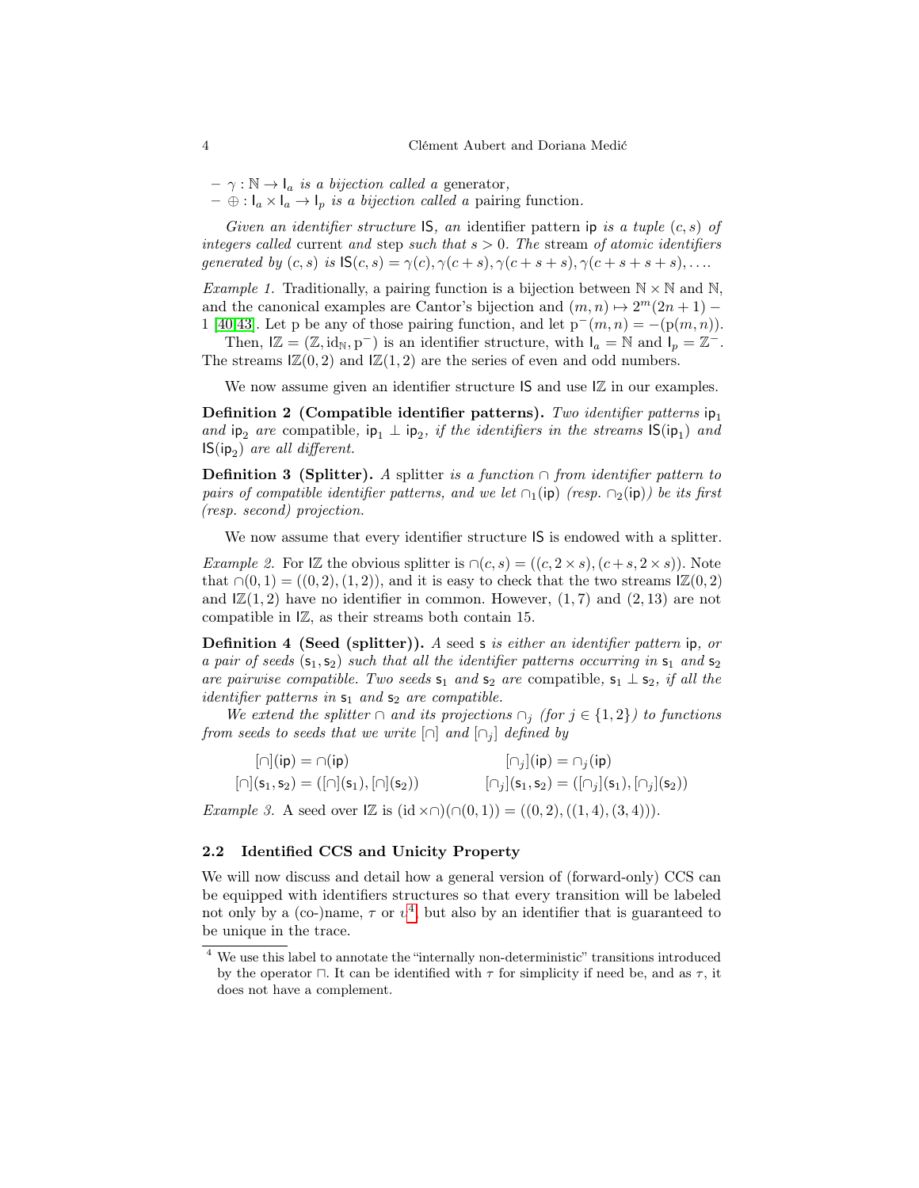- $\gamma : \mathbb{N} \to \mathsf{I}_a$ *is a bijection called a* generator*,*
- $\oplus : \mathsf{I}_a \times \mathsf{I}_a \to \mathsf{I}_p$ *is a bijection called a* pairing function*.*

*Given an identifier structure* $\mathsf{IS}$*, an* identifier pattern $\mathsf{ip}$ *is a tuple* $(c, s)$ *of integers called* current *and* step *such that* $s > 0$*. The* stream *of atomic identifiers generated by* $(c, s)$ *is* $\mathsf{IS}(c, s) = \gamma(c), \gamma(c + s), \gamma(c + s + s), \gamma(c + s + s + s), \ldots$*.*

*Example 1.* Traditionally, a pairing function is a bijection between $\mathbb{N} \times \mathbb{N}$ and $\mathbb{N}$, and the canonical examples are Cantor's bijection and $(m, n) \mapsto 2^m(2n + 1) - 1$ [40,43]. Let p be any of those pairing function, and let $\mathrm{p}^-(m, n) = -(\mathrm{p}(m, n))$.

Then, $\mathsf{I}\mathbb{Z} = (\mathbb{Z}, \mathrm{id}_{\mathbb{N}}, \mathrm{p}^-)$ is an identifier structure, with $\mathsf{I}_a = \mathbb{N}$ and $\mathsf{I}_p = \mathbb{Z}^-$. The streams $\mathsf{I}\mathbb{Z}(0, 2)$ and $\mathsf{I}\mathbb{Z}(1, 2)$ are the series of even and odd numbers.

We now assume given an identifier structure $\mathsf{IS}$ and use $\mathsf{I}\mathbb{Z}$ in our examples.

**Definition 2 (Compatible identifier patterns).** *Two identifier patterns* $\mathsf{ip}_1$ *and* $\mathsf{ip}_2$ *are* compatible*,* $\mathsf{ip}_1 \perp \mathsf{ip}_2$*, if the identifiers in the streams* $\mathsf{IS}(\mathsf{ip}_1)$ *and* $\mathsf{IS}(\mathsf{ip}_2)$ *are all different.*

**Definition 3 (Splitter).** *A* splitter *is a function* $\cap$ *from identifier pattern to pairs of compatible identifier patterns, and we let* $\cap_1(\mathsf{ip})$ *(resp.* $\cap_2(\mathsf{ip})$*) be its first (resp. second) projection.*

We now assume that every identifier structure $\mathsf{IS}$ is endowed with a splitter.

*Example 2.* For $\mathsf{I}\mathbb{Z}$ the obvious splitter is $\cap(c, s) = ((c, 2 \times s), (c + s, 2 \times s))$. Note that $\cap(0, 1) = ((0, 2), (1, 2))$, and it is easy to check that the two streams $\mathsf{I}\mathbb{Z}(0, 2)$ and $\mathsf{I}\mathbb{Z}(1, 2)$ have no identifier in common. However, $(1, 7)$ and $(2, 13)$ are not compatible in $\mathsf{I}\mathbb{Z}$, as their streams both contain 15.

**Definition 4 (Seed (splitter)).** *A* seed $\mathsf{s}$ *is either an identifier pattern* $\mathsf{ip}$*, or a pair of seeds* $(\mathsf{s}_1, \mathsf{s}_2)$ *such that all the identifier patterns occurring in* $\mathsf{s}_1$ *and* $\mathsf{s}_2$ *are pairwise compatible. Two seeds* $\mathsf{s}_1$ *and* $\mathsf{s}_2$ *are* compatible*,* $\mathsf{s}_1 \perp \mathsf{s}_2$*, if all the identifier patterns in* $\mathsf{s}_1$ *and* $\mathsf{s}_2$ *are compatible.*

*We extend the splitter* $\cap$ *and its projections* $\cap_j$ *(for* $j \in \{1, 2\}$*) to functions from seeds to seeds that we write* $[\cap]$ *and* $[\cap_j]$ *defined by*

$$[\cap](\mathsf{ip}) = \cap(\mathsf{ip}) \qquad\qquad [\cap_j](\mathsf{ip}) = \cap_j(\mathsf{ip})$$

$$[\cap](\mathsf{s}_1, \mathsf{s}_2) = ([\cap](\mathsf{s}_1), [\cap](\mathsf{s}_2)) \qquad\qquad [\cap_j](\mathsf{s}_1, \mathsf{s}_2) = ([\cap_j](\mathsf{s}_1), [\cap_j](\mathsf{s}_2))$$

*Example 3.* A seed over $\mathsf{I}\mathbb{Z}$ is $(\mathrm{id} \times \cap)(\cap(0, 1)) = ((0, 2), ((1, 4), (3, 4)))$.

## 2.2 Identified CCS and Unicity Property

We will now discuss and detail how a general version of (forward-only) CCS can be equipped with identifiers structures so that every transition will be labeled not only by a (co-)name, $\tau$ or $\upsilon$[4], but also by an identifier that is guaranteed to be unique in the trace.

[4] We use this label to annotate the "internally non-deterministic" transitions introduced by the operator $\sqcap$. It can be identified with $\tau$ for simplicity if need be, and as $\tau$, it does not have a complement.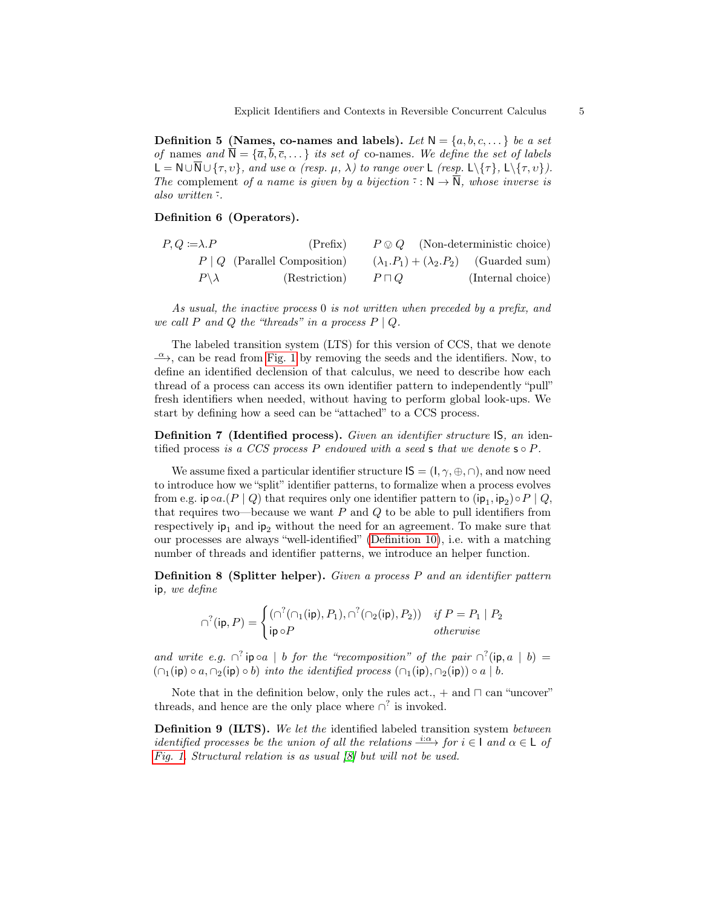**Definition 5 (Names, co-names and labels).** *Let* $\mathsf{N} = \{a, b, c, \dots\}$ *be a set of* names *and* $\overline{\mathsf{N}} = \{\overline{a}, \overline{b}, \overline{c}, \dots\}$ *its set of* co-names. *We define the set of labels* $\mathsf{L} = \mathsf{N} \cup \overline{\mathsf{N}} \cup \{\tau, \upsilon\}$, *and use* $\alpha$ *(resp.* $\mu$, $\lambda$*) to range over* $\mathsf{L}$ *(resp.* $\mathsf{L}\backslash\{\tau\}$, $\mathsf{L}\backslash\{\tau, \upsilon\}$*). The* complement *of a name is given by a bijection* $\overline{\cdot} : \mathsf{N} \to \overline{\mathsf{N}}$, *whose inverse is also written* $\overline{\cdot}$.

**Definition 6 (Operators).**

$$
\begin{array}{llll}
P, Q \coloneqq \lambda.P & \text{(Prefix)} & P \otimes Q & \text{(Non-deterministic choice)} \\
\quad P \mid Q & \text{(Parallel Composition)} & (\lambda_1.P_1) + (\lambda_2.P_2) & \text{(Guarded sum)} \\
\quad P \backslash \lambda & \text{(Restriction)} & P \sqcap Q & \text{(Internal choice)}
\end{array}
$$

*As usual, the inactive process* $0$ *is not written when preceded by a prefix, and we call* $P$ *and* $Q$ *the "threads" in a process* $P \mid Q$.

The labeled transition system (LTS) for this version of CCS, that we denote $\xrightarrow{\alpha}$, can be read from Fig. 1 by removing the seeds and the identifiers. Now, to define an identified declension of that calculus, we need to describe how each thread of a process can access its own identifier pattern to independently "pull" fresh identifiers when needed, without having to perform global look-ups. We start by defining how a seed can be "attached" to a CCS process.

**Definition 7 (Identified process).** *Given an identifier structure* $\mathsf{IS}$, *an* identified process *is a CCS process* $P$ *endowed with a seed* $\mathsf{s}$ *that we denote* $\mathsf{s} \circ P$.

We assume fixed a particular identifier structure $\mathsf{IS} = (\mathsf{I}, \gamma, \oplus, \cap)$, and now need to introduce how we "split" identifier patterns, to formalize when a process evolves from e.g. $\mathsf{ip} \circ a.(P \mid Q)$ that requires only one identifier pattern to $(\mathsf{ip}_1, \mathsf{ip}_2) \circ P \mid Q$, that requires two—because we want $P$ and $Q$ to be able to pull identifiers from respectively $\mathsf{ip}_1$ and $\mathsf{ip}_2$ without the need for an agreement. To make sure that our processes are always "well-identified" (Definition 10), i.e. with a matching number of threads and identifier patterns, we introduce an helper function.

**Definition 8 (Splitter helper).** *Given a process* $P$ *and an identifier pattern* $\mathsf{ip}$, *we define*

$$
\cap^?(\mathsf{ip}, P) = \begin{cases} (\cap^?(\cap_1(\mathsf{ip}), P_1), \cap^?(\cap_2(\mathsf{ip}), P_2)) & \text{if } P = P_1 \mid P_2 \\ \mathsf{ip} \circ P & \text{otherwise} \end{cases}
$$

*and write e.g.* $\cap^? \mathsf{ip} \circ a \mid b$ *for the "recomposition" of the pair* $\cap^?(\mathsf{ip}, a \mid b) = (\cap_1(\mathsf{ip}) \circ a, \cap_2(\mathsf{ip}) \circ b)$ *into the identified process* $(\cap_1(\mathsf{ip}), \cap_2(\mathsf{ip})) \circ a \mid b$.

Note that in the definition below, only the rules act., $+$ and $\sqcap$ can "uncover" threads, and hence are the only place where $\cap^?$ is invoked.

**Definition 9 (ILTS).** *We let the* identified labeled transition system *between identified processes be the union of all the relations* $\xrightarrow{i:\alpha}$ *for* $i \in \mathsf{I}$ *and* $\alpha \in \mathsf{L}$ *of Fig. 1. Structural relation is as usual [8] but will not be used.*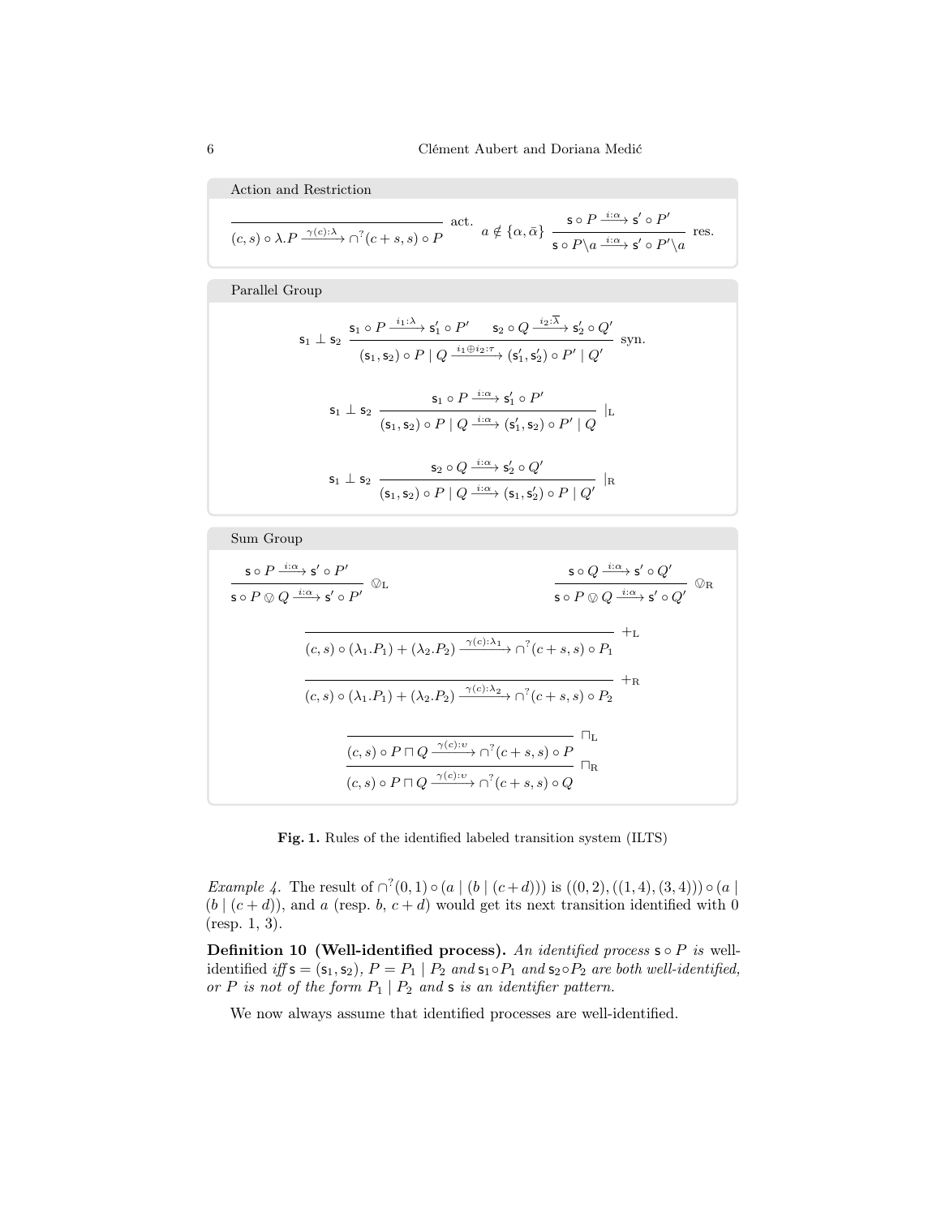**Action and Restriction**

$$\frac{}{(c,s)\circ\lambda.P \xrightarrow{\gamma(c):\lambda} \cap^?(c+s,s)\circ P}\ \text{act.} \qquad a\notin\{\alpha,\bar{\alpha}\}\ \frac{\mathsf{s}\circ P \xrightarrow{i:\alpha} \mathsf{s}'\circ P'}{\mathsf{s}\circ P\backslash a \xrightarrow{i:\alpha} \mathsf{s}'\circ P'\backslash a}\ \text{res.}$$

**Parallel Group**

$$\mathsf{s}_1 \perp \mathsf{s}_2\ \frac{\mathsf{s}_1\circ P \xrightarrow{i_1:\lambda} \mathsf{s}_1'\circ P' \qquad \mathsf{s}_2\circ Q \xrightarrow{i_2:\overline{\lambda}} \mathsf{s}_2'\circ Q'}{(\mathsf{s}_1,\mathsf{s}_2)\circ P \mid Q \xrightarrow{i_1\oplus i_2:\tau} (\mathsf{s}_1',\mathsf{s}_2')\circ P' \mid Q'}\ \text{syn.}$$

$$\mathsf{s}_1 \perp \mathsf{s}_2\ \frac{\mathsf{s}_1\circ P \xrightarrow{i:\alpha} \mathsf{s}_1'\circ P'}{(\mathsf{s}_1,\mathsf{s}_2)\circ P \mid Q \xrightarrow{i:\alpha} (\mathsf{s}_1',\mathsf{s}_2)\circ P' \mid Q}\ |_{\text{L}}$$

$$\mathsf{s}_1 \perp \mathsf{s}_2\ \frac{\mathsf{s}_2\circ Q \xrightarrow{i:\alpha} \mathsf{s}_2'\circ Q'}{(\mathsf{s}_1,\mathsf{s}_2)\circ P \mid Q \xrightarrow{i:\alpha} (\mathsf{s}_1,\mathsf{s}_2')\circ P \mid Q'}\ |_{\text{R}}$$

**Sum Group**

$$\frac{\mathsf{s}\circ P \xrightarrow{i:\alpha} \mathsf{s}'\circ P'}{\mathsf{s}\circ P \otimes Q \xrightarrow{i:\alpha} \mathsf{s}'\circ P'}\ \otimes_{\text{L}} \qquad \frac{\mathsf{s}\circ Q \xrightarrow{i:\alpha} \mathsf{s}'\circ Q'}{\mathsf{s}\circ P \otimes Q \xrightarrow{i:\alpha} \mathsf{s}'\circ Q'}\ \otimes_{\text{R}}$$

$$\frac{}{(c,s)\circ(\lambda_1.P_1)+(\lambda_2.P_2) \xrightarrow{\gamma(c):\lambda_1} \cap^?(c+s,s)\circ P_1}\ +_{\text{L}}$$

$$\frac{}{(c,s)\circ(\lambda_1.P_1)+(\lambda_2.P_2) \xrightarrow{\gamma(c):\lambda_2} \cap^?(c+s,s)\circ P_2}\ +_{\text{R}}$$

$$\frac{}{(c,s)\circ P \sqcap Q \xrightarrow{\gamma(c):\upsilon} \cap^?(c+s,s)\circ P}\ \sqcap_{\text{L}}$$

$$\frac{}{(c,s)\circ P \sqcap Q \xrightarrow{\gamma(c):\upsilon} \cap^?(c+s,s)\circ Q}\ \sqcap_{\text{R}}$$

**Fig. 1.** Rules of the identified labeled transition system (ILTS)

*Example 4.* The result of $\cap^?(0,1)\circ(a \mid (b \mid (c+d)))$ is $((0,2),((1,4),(3,4)))\circ(a \mid (b \mid (c+d))$, and $a$ (resp. $b$, $c+d$) would get its next transition identified with 0 (resp. 1, 3).

**Definition 10 (Well-identified process).** *An identified process* $\mathsf{s}\circ P$ *is* well-identified *iff* $\mathsf{s}=(\mathsf{s}_1,\mathsf{s}_2)$, $P=P_1 \mid P_2$ *and* $\mathsf{s}_1\circ P_1$ *and* $\mathsf{s}_2\circ P_2$ *are both well-identified, or* $P$ *is not of the form* $P_1 \mid P_2$ *and* $\mathsf{s}$ *is an identifier pattern.*

We now always assume that identified processes are well-identified.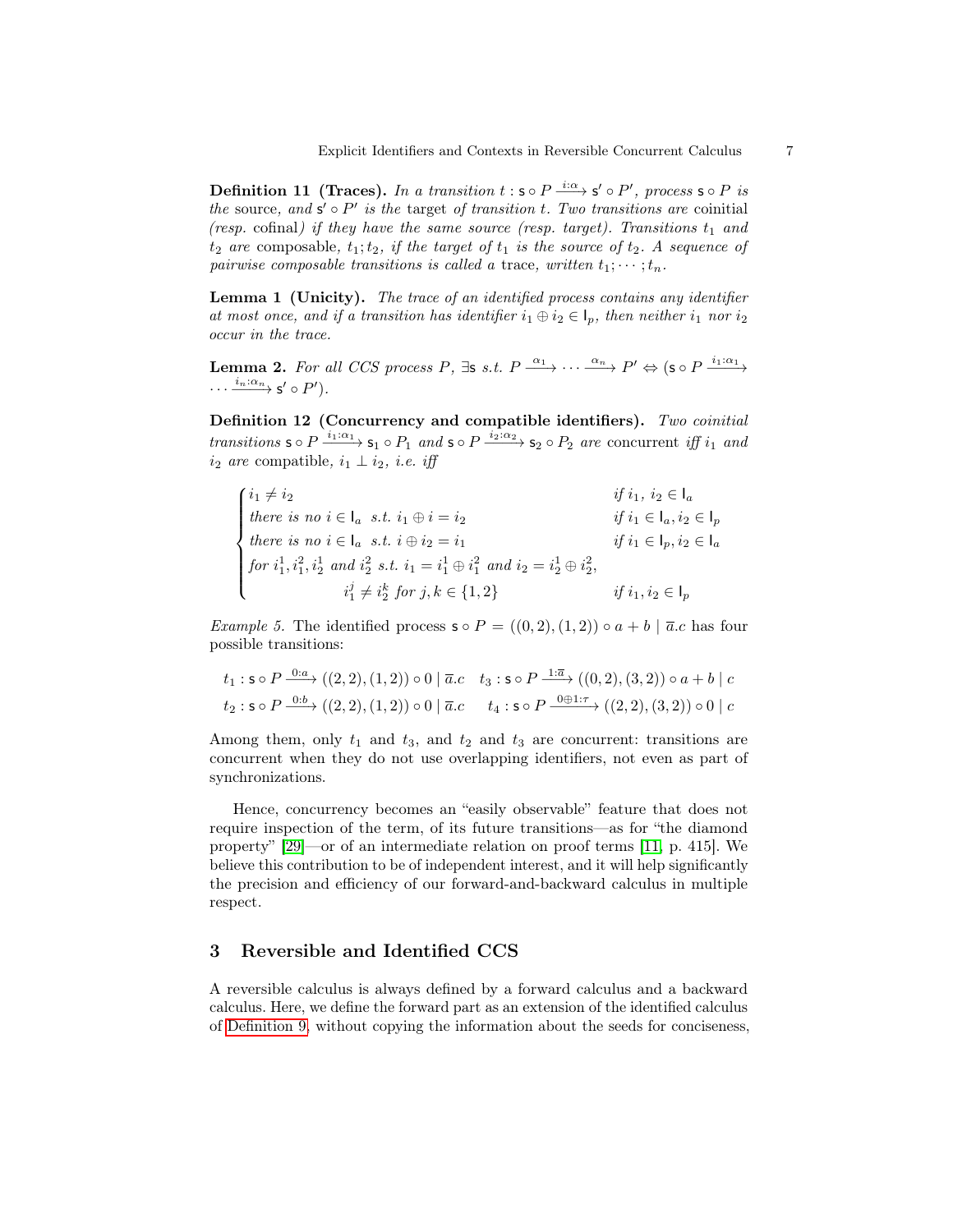**Definition 11 (Traces).** *In a transition $t : \mathsf{s} \circ P \xrightarrow{i:\alpha} \mathsf{s}' \circ P'$, process $\mathsf{s} \circ P$ is the* source, *and $\mathsf{s}' \circ P'$ is the* target *of transition $t$. Two transitions are* coinitial *(resp.* cofinal*) if they have the same source (resp. target). Transitions $t_1$ and $t_2$ are* composable, *$t_1; t_2$, if the target of $t_1$ is the source of $t_2$. A sequence of pairwise composable transitions is called a* trace, *written $t_1; \cdots ; t_n$.*

**Lemma 1 (Unicity).** *The trace of an identified process contains any identifier at most once, and if a transition has identifier $i_1 \oplus i_2 \in \mathsf{I}_p$, then neither $i_1$ nor $i_2$ occur in the trace.*

**Lemma 2.** *For all CCS process $P$, $\exists \mathsf{s}$ s.t. $P \xrightarrow{\alpha_1} \cdots \xrightarrow{\alpha_n} P' \Leftrightarrow (\mathsf{s} \circ P \xrightarrow{i_1:\alpha_1} \cdots \xrightarrow{i_n:\alpha_n} \mathsf{s}' \circ P')$.*

**Definition 12 (Concurrency and compatible identifiers).** *Two coinitial transitions $\mathsf{s} \circ P \xrightarrow{i_1:\alpha_1} \mathsf{s}_1 \circ P_1$ and $\mathsf{s} \circ P \xrightarrow{i_2:\alpha_2} \mathsf{s}_2 \circ P_2$ are* concurrent *iff $i_1$ and $i_2$ are* compatible, *$i_1 \perp i_2$, i.e. iff*

$$
\begin{cases}
i_1 \neq i_2 & \text{if } i_1,\ i_2 \in \mathsf{I}_a \\
\text{there is no } i \in \mathsf{I}_a \ \text{ s.t. } i_1 \oplus i = i_2 & \text{if } i_1 \in \mathsf{I}_a, i_2 \in \mathsf{I}_p \\
\text{there is no } i \in \mathsf{I}_a \ \text{ s.t. } i \oplus i_2 = i_1 & \text{if } i_1 \in \mathsf{I}_p, i_2 \in \mathsf{I}_a \\
\text{for } i_1^1, i_1^2, i_2^1 \text{ and } i_2^2 \text{ s.t. } i_1 = i_1^1 \oplus i_1^2 \text{ and } i_2 = i_2^1 \oplus i_2^2, & \\
\qquad\qquad i_1^j \neq i_2^k \text{ for } j,k \in \{1,2\} & \text{if } i_1, i_2 \in \mathsf{I}_p
\end{cases}
$$

*Example 5.* The identified process $\mathsf{s} \circ P = ((0,2),(1,2)) \circ a + b \mid \overline{a}.c$ has four possible transitions:

$$
t_1 : \mathsf{s} \circ P \xrightarrow{0:a} ((2,2),(1,2)) \circ 0 \mid \overline{a}.c \quad t_3 : \mathsf{s} \circ P \xrightarrow{1:\overline{a}} ((0,2),(3,2)) \circ a + b \mid c
$$
$$
t_2 : \mathsf{s} \circ P \xrightarrow{0:b} ((2,2),(1,2)) \circ 0 \mid \overline{a}.c \quad t_4 : \mathsf{s} \circ P \xrightarrow{0 \oplus 1:\tau} ((2,2),(3,2)) \circ 0 \mid c
$$

Among them, only $t_1$ and $t_3$, and $t_2$ and $t_3$ are concurrent: transitions are concurrent when they do not use overlapping identifiers, not even as part of synchronizations.

Hence, concurrency becomes an "easily observable" feature that does not require inspection of the term, of its future transitions—as for "the diamond property" [29]—or of an intermediate relation on proof terms [11, p. 415]. We believe this contribution to be of independent interest, and it will help significantly the precision and efficiency of our forward-and-backward calculus in multiple respect.

## 3 Reversible and Identified CCS

A reversible calculus is always defined by a forward calculus and a backward calculus. Here, we define the forward part as an extension of the identified calculus of Definition 9, without copying the information about the seeds for conciseness,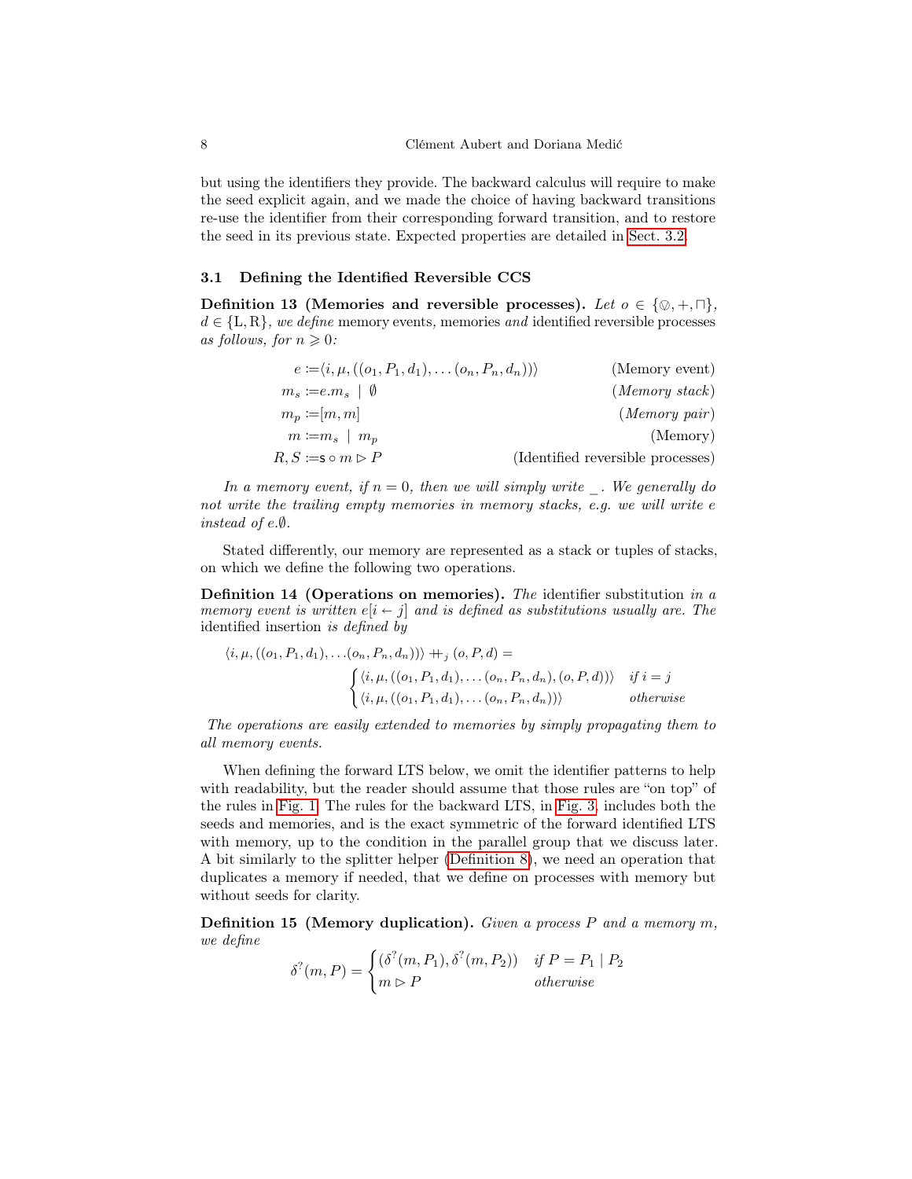but using the identifiers they provide. The backward calculus will require to make the seed explicit again, and we made the choice of having backward transitions re-use the identifier from their corresponding forward transition, and to restore the seed in its previous state. Expected properties are detailed in Sect. 3.2.

### 3.1 Defining the Identified Reversible CCS

**Definition 13 (Memories and reversible processes).** *Let $o \in \{\otimes, +, \sqcap\}$, $d \in \{\mathrm{L}, \mathrm{R}\}$, we define* memory events*,* memories *and* identified reversible processes *as follows, for $n \geqslant 0$:*

$$
\begin{aligned}
e &:= \langle i, \mu, ((o_1, P_1, d_1), \dots (o_n, P_n, d_n)) \rangle && \text{(Memory event)}\\
m_s &:= e.m_s \mid \emptyset && \text{(Memory stack)}\\
m_p &:= [m, m] && \text{(Memory pair)}\\
m &:= m_s \mid m_p && \text{(Memory)}\\
R, S &:= \mathsf{s} \circ m \rhd P && \text{(Identified reversible processes)}
\end{aligned}
$$

*In a memory event, if $n = 0$, then we will simply write \_. We generally do not write the trailing empty memories in memory stacks, e.g. we will write $e$ instead of $e.\emptyset$.*

Stated differently, our memory are represented as a stack or tuples of stacks, on which we define the following two operations.

**Definition 14 (Operations on memories).** *The* identifier substitution *in a memory event is written $e[i \leftarrow j]$ and is defined as substitutions usually are. The* identified insertion *is defined by*

$$
\langle i, \mu, ((o_1, P_1, d_1), \dots (o_n, P_n, d_n)) \rangle \mathbin{+\!\!+}_j (o, P, d) =
\begin{cases}
\langle i, \mu, ((o_1, P_1, d_1), \dots (o_n, P_n, d_n), (o, P, d)) \rangle & \text{if } i = j\\
\langle i, \mu, ((o_1, P_1, d_1), \dots (o_n, P_n, d_n)) \rangle & \text{otherwise}
\end{cases}
$$

*The operations are easily extended to memories by simply propagating them to all memory events.*

When defining the forward LTS below, we omit the identifier patterns to help with readability, but the reader should assume that those rules are "on top" of the rules in Fig. 1. The rules for the backward LTS, in Fig. 3, includes both the seeds and memories, and is the exact symmetric of the forward identified LTS with memory, up to the condition in the parallel group that we discuss later. A bit similarly to the splitter helper (Definition 8), we need an operation that duplicates a memory if needed, that we define on processes with memory but without seeds for clarity.

**Definition 15 (Memory duplication).** *Given a process $P$ and a memory $m$, we define*

$$
\delta^{?}(m, P) =
\begin{cases}
(\delta^{?}(m, P_1), \delta^{?}(m, P_2)) & \text{if } P = P_1 \mid P_2\\
m \rhd P & \text{otherwise}
\end{cases}
$$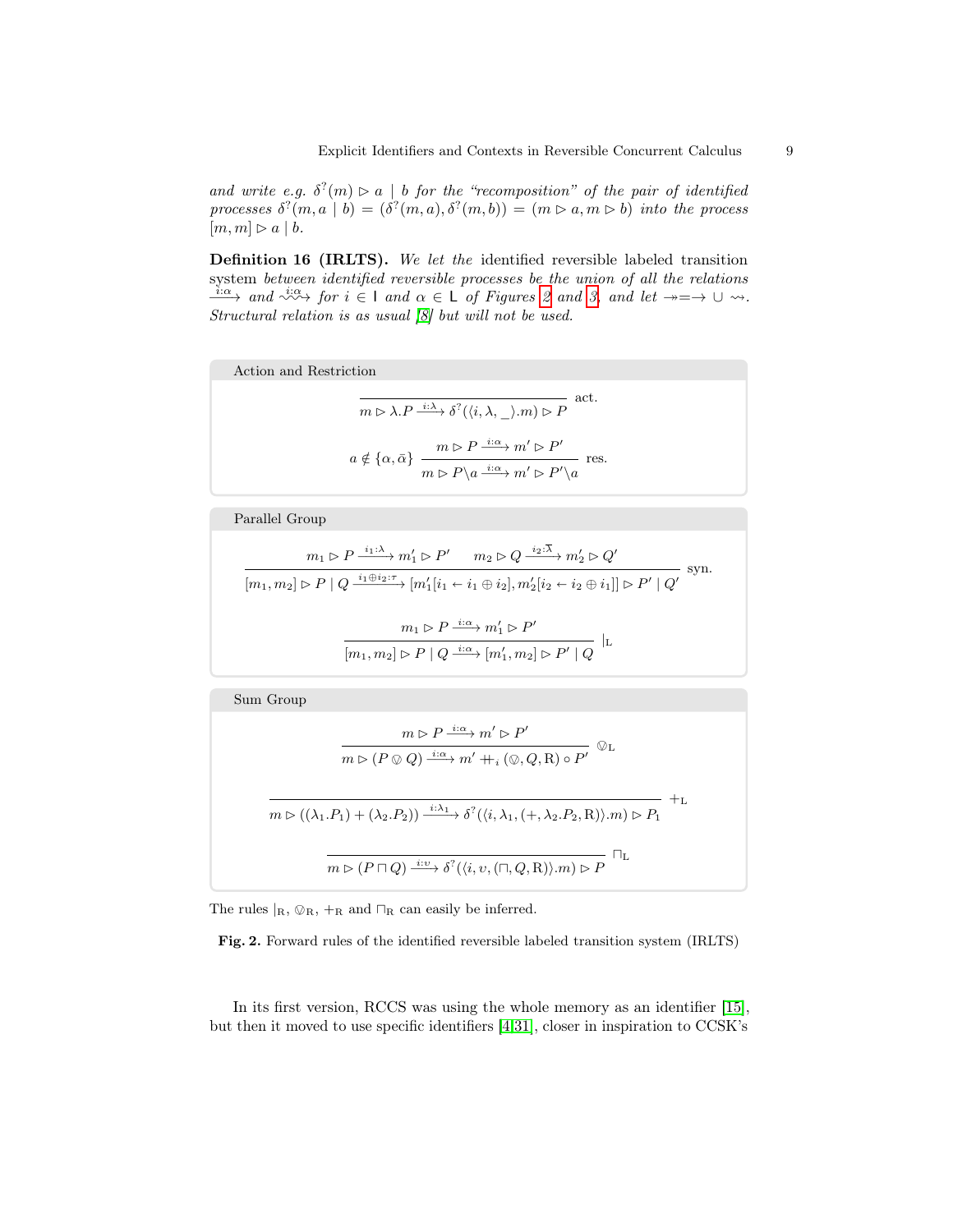*and write e.g.* $\delta^?(m) \rhd a \mid b$ *for the "recomposition" of the pair of identified processes* $\delta^?(m, a \mid b) = (\delta^?(m,a), \delta^?(m,b)) = (m \rhd a, m \rhd b)$ *into the process* $[m,m] \rhd a \mid b$.

**Definition 16 (IRLTS).** *We let the* identified reversible labeled transition system *between identified reversible processes be the union of all the relations* $\xrightarrow{i:\alpha}$ *and* $\overset{i:\alpha}{\rightsquigarrow}$ *for* $i \in \mathsf{I}$ *and* $\alpha \in \mathsf{L}$ *of Figures 2 and 3, and let* $\twoheadrightarrow = \rightarrow \cup \rightsquigarrow$. *Structural relation is as usual [8] but will not be used.*

**Action and Restriction**

$$\frac{}{m \rhd \lambda.P \xrightarrow{i:\lambda} \delta^?(\langle i, \lambda, \_\rangle.m) \rhd P}\ \text{act.}$$

$$a \notin \{\alpha, \bar{\alpha}\}\ \frac{m \rhd P \xrightarrow{i:\alpha} m' \rhd P'}{m \rhd P\backslash a \xrightarrow{i:\alpha} m' \rhd P'\backslash a}\ \text{res.}$$

**Parallel Group**

$$\frac{m_1 \rhd P \xrightarrow{i_1:\lambda} m_1' \rhd P' \qquad m_2 \rhd Q \xrightarrow{i_2:\overline{\lambda}} m_2' \rhd Q'}{[m_1, m_2] \rhd P \mid Q \xrightarrow{i_1 \oplus i_2:\tau} [m_1'[i_1 \leftarrow i_1 \oplus i_2], m_2'[i_2 \leftarrow i_2 \oplus i_1]] \rhd P' \mid Q'}\ \text{syn.}$$

$$\frac{m_1 \rhd P \xrightarrow{i:\alpha} m_1' \rhd P'}{[m_1, m_2] \rhd P \mid Q \xrightarrow{i:\alpha} [m_1', m_2] \rhd P' \mid Q}\ |_{\mathrm{L}}$$

**Sum Group**

$$\frac{m \rhd P \xrightarrow{i:\alpha} m' \rhd P'}{m \rhd (P \circledvee Q) \xrightarrow{i:\alpha} m' +\!\!\!+_i (\circledvee, Q, \mathrm{R}) \circ P'}\ \circledvee_{\mathrm{L}}$$

$$\frac{}{m \rhd ((\lambda_1.P_1) + (\lambda_2.P_2)) \xrightarrow{i:\lambda_1} \delta^?(\langle i, \lambda_1, (+, \lambda_2.P_2, \mathrm{R})\rangle.m) \rhd P_1}\ +_{\mathrm{L}}$$

$$\frac{}{m \rhd (P \sqcap Q) \xrightarrow{i:\upsilon} \delta^?(\langle i, \upsilon, (\sqcap, Q, \mathrm{R})\rangle.m) \rhd P}\ \sqcap_{\mathrm{L}}$$

The rules $|_{\mathrm{R}}$, $\circledvee_{\mathrm{R}}$, $+_{\mathrm{R}}$ and $\sqcap_{\mathrm{R}}$ can easily be inferred.

**Fig. 2.** Forward rules of the identified reversible labeled transition system (IRLTS)

In its first version, RCCS was using the whole memory as an identifier [15], but then it moved to use specific identifiers [4,31], closer in inspiration to CCSK's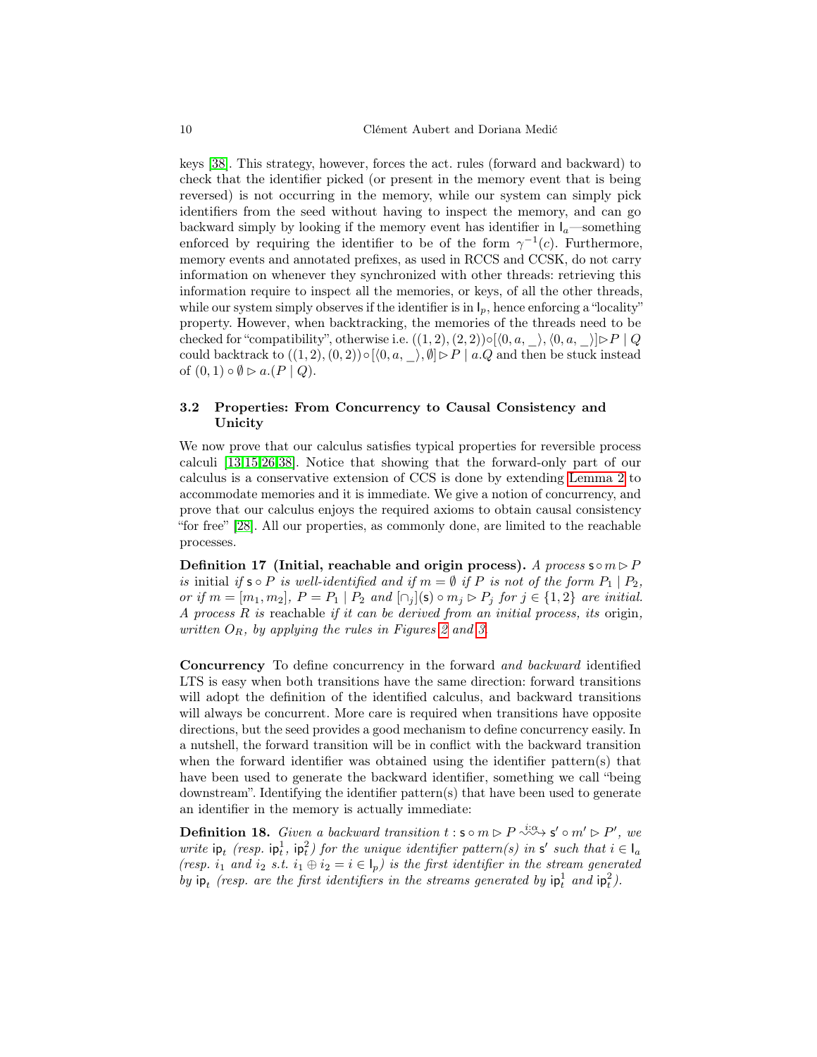keys [38]. This strategy, however, forces the act. rules (forward and backward) to check that the identifier picked (or present in the memory event that is being reversed) is not occurring in the memory, while our system can simply pick identifiers from the seed without having to inspect the memory, and can go backward simply by looking if the memory event has identifier in $\mathsf{I}_a$—something enforced by requiring the identifier to be of the form $\gamma^{-1}(c)$. Furthermore, memory events and annotated prefixes, as used in RCCS and CCSK, do not carry information on whenever they synchronized with other threads: retrieving this information require to inspect all the memories, or keys, of all the other threads, while our system simply observes if the identifier is in $\mathsf{I}_p$, hence enforcing a "locality" property. However, when backtracking, the memories of the threads need to be checked for "compatibility", otherwise i.e. $((1,2),(2,2)) \circ [\langle 0, a, \_\rangle, \langle 0, a, \_\rangle] \rhd P \mid Q$ could backtrack to $((1,2),(0,2)) \circ [\langle 0, a, \_\rangle, \emptyset] \rhd P \mid a.Q$ and then be stuck instead of $(0,1) \circ \emptyset \rhd a.(P \mid Q)$.

### 3.2 Properties: From Concurrency to Causal Consistency and Unicity

We now prove that our calculus satisfies typical properties for reversible process calculi [13,15,26,38]. Notice that showing that the forward-only part of our calculus is a conservative extension of CCS is done by extending Lemma 2 to accommodate memories and it is immediate. We give a notion of concurrency, and prove that our calculus enjoys the required axioms to obtain causal consistency "for free" [28]. All our properties, as commonly done, are limited to the reachable processes.

**Definition 17 (Initial, reachable and origin process).** *A process $\mathsf{s} \circ m \rhd P$ is* initial *if $\mathsf{s} \circ P$ is well-identified and if $m = \emptyset$ if $P$ is not of the form $P_1 \mid P_2$, or if $m = [m_1, m_2]$, $P = P_1 \mid P_2$ and $[\cap_j](\mathsf{s}) \circ m_j \rhd P_j$ for $j \in \{1, 2\}$ are initial. A process $R$ is* reachable *if it can be derived from an initial process, its* origin, *written $O_R$, by applying the rules in Figures 2 and 3.*

**Concurrency** To define concurrency in the forward *and backward* identified LTS is easy when both transitions have the same direction: forward transitions will adopt the definition of the identified calculus, and backward transitions will always be concurrent. More care is required when transitions have opposite directions, but the seed provides a good mechanism to define concurrency easily. In a nutshell, the forward transition will be in conflict with the backward transition when the forward identifier was obtained using the identifier pattern(s) that have been used to generate the backward identifier, something we call "being downstream". Identifying the identifier pattern(s) that have been used to generate an identifier in the memory is actually immediate:

**Definition 18.** *Given a backward transition $t : \mathsf{s} \circ m \rhd P \overset{i:\alpha}{\rightsquigarrow} \mathsf{s}' \circ m' \rhd P'$, we write $\mathsf{ip}_t$ (resp. $\mathsf{ip}^1_t$, $\mathsf{ip}^2_t$) for the unique identifier pattern(s) in $\mathsf{s}'$ such that $i \in \mathsf{I}_a$ (resp. $i_1$ and $i_2$ s.t. $i_1 \oplus i_2 = i \in \mathsf{I}_p$) is the first identifier in the stream generated by $\mathsf{ip}_t$ (resp. are the first identifiers in the streams generated by $\mathsf{ip}^1_t$ and $\mathsf{ip}^2_t$).*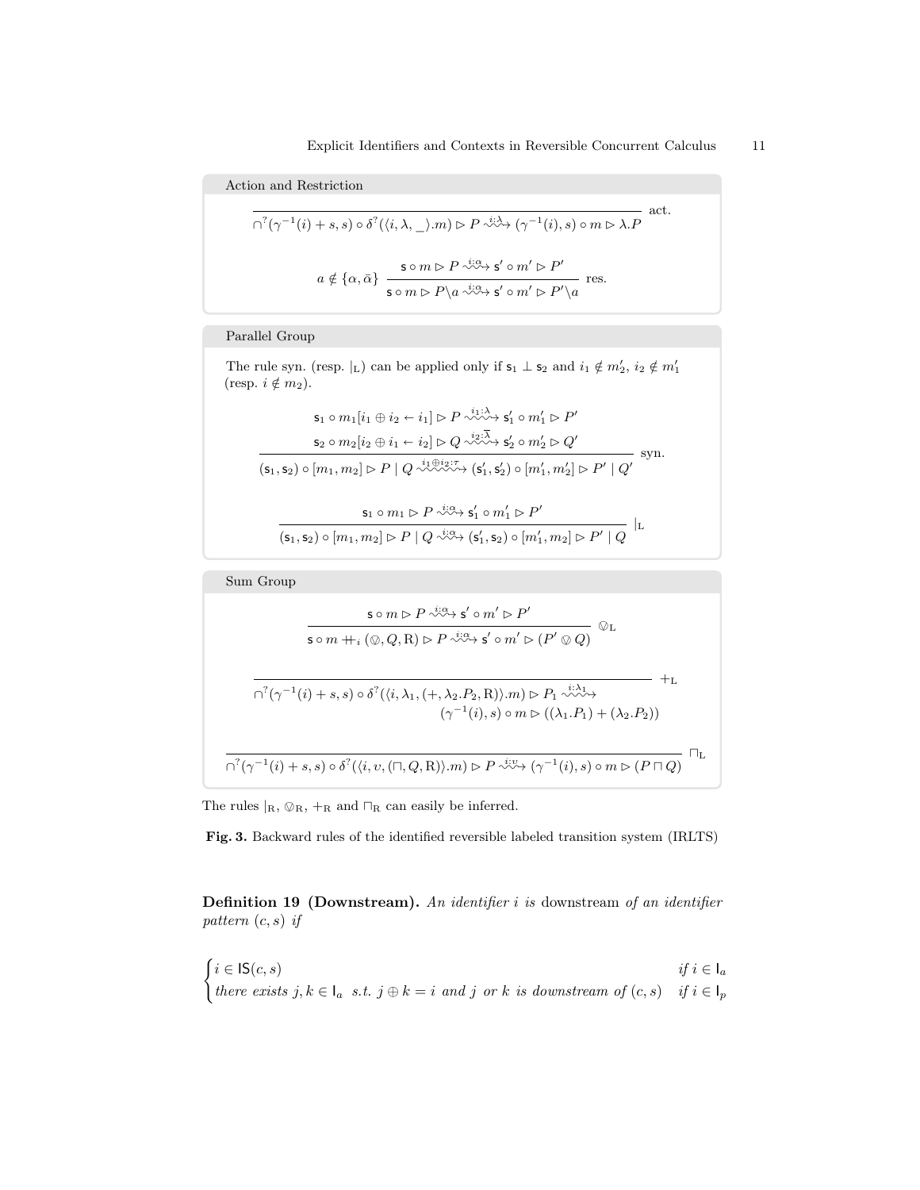**Action and Restriction**

$$\frac{}{\cap^{?}(\gamma^{-1}(i)+s,s)\circ\delta^{?}(\langle i,\lambda,\_\rangle.m)\rhd P \overset{i:\lambda}{\rightsquigarrow} (\gamma^{-1}(i),s)\circ m \rhd \lambda.P}\ \text{act.}$$

$$a\notin\{\alpha,\bar{\alpha}\}\ \frac{\mathsf{s}\circ m \rhd P \overset{i:\alpha}{\rightsquigarrow} \mathsf{s}'\circ m' \rhd P'}{\mathsf{s}\circ m \rhd P\backslash a \overset{i:\alpha}{\rightsquigarrow} \mathsf{s}'\circ m' \rhd P'\backslash a}\ \text{res.}$$

**Parallel Group**

The rule syn. (resp. $|_{\text{L}}$) can be applied only if $\mathsf{s}_1 \perp \mathsf{s}_2$ and $i_1 \notin m_2'$, $i_2 \notin m_1'$ (resp. $i \notin m_2$).

$$\frac{\mathsf{s}_1\circ m_1[i_1\oplus i_2 \leftarrow i_1] \rhd P \overset{i_1:\lambda}{\rightsquigarrow} \mathsf{s}_1'\circ m_1' \rhd P' \qquad \mathsf{s}_2\circ m_2[i_2\oplus i_1 \leftarrow i_2] \rhd Q \overset{i_2:\bar{\lambda}}{\rightsquigarrow} \mathsf{s}_2'\circ m_2' \rhd Q'}{(\mathsf{s}_1,\mathsf{s}_2)\circ[m_1,m_2] \rhd P \mid Q \overset{i_1\oplus i_2:\tau}{\rightsquigarrow} (\mathsf{s}_1',\mathsf{s}_2')\circ[m_1',m_2'] \rhd P' \mid Q'}\ \text{syn.}$$

$$\frac{\mathsf{s}_1\circ m_1 \rhd P \overset{i:\alpha}{\rightsquigarrow} \mathsf{s}_1'\circ m_1' \rhd P'}{(\mathsf{s}_1,\mathsf{s}_2)\circ[m_1,m_2] \rhd P \mid Q \overset{i:\alpha}{\rightsquigarrow} (\mathsf{s}_1',\mathsf{s}_2)\circ[m_1',m_2] \rhd P' \mid Q}\ |_{\text{L}}$$

**Sum Group**

$$\frac{\mathsf{s}\circ m \rhd P \overset{i:\alpha}{\rightsquigarrow} \mathsf{s}'\circ m' \rhd P'}{\mathsf{s}\circ m +\!\!+_i (\circledcirc, Q, \text{R}) \rhd P \overset{i:\alpha}{\rightsquigarrow} \mathsf{s}'\circ m' \rhd (P' \circledcirc Q)}\ \circledcirc_{\text{L}}$$

$$\frac{}{\cap^{?}(\gamma^{-1}(i)+s,s)\circ\delta^{?}(\langle i,\lambda_1,(+,\lambda_2.P_2,\text{R})\rangle.m)\rhd P_1 \overset{i:\lambda_1}{\rightsquigarrow} (\gamma^{-1}(i),s)\circ m \rhd ((\lambda_1.P_1)+(\lambda_2.P_2))}\ +_{\text{L}}$$

$$\frac{}{\cap^{?}(\gamma^{-1}(i)+s,s)\circ\delta^{?}(\langle i,\upsilon,(\sqcap,Q,\text{R})\rangle.m)\rhd P \overset{i:\upsilon}{\rightsquigarrow} (\gamma^{-1}(i),s)\circ m \rhd (P\sqcap Q)}\ \sqcap_{\text{L}}$$

The rules $|_{\text{R}}$, $\circledcirc_{\text{R}}$, $+_{\text{R}}$ and $\sqcap_{\text{R}}$ can easily be inferred.

**Fig. 3.** Backward rules of the identified reversible labeled transition system (IRLTS)

**Definition 19 (Downstream).** *An identifier $i$ is* downstream *of an identifier pattern $(c,s)$ if*

$$\begin{cases} i \in \mathsf{IS}(c,s) & \textit{if } i \in \mathsf{I}_a \\ \textit{there exists } j,k \in \mathsf{I}_a \textit{ s.t. } j\oplus k = i \textit{ and } j \textit{ or } k \textit{ is downstream of } (c,s) & \textit{if } i \in \mathsf{I}_p \end{cases}$$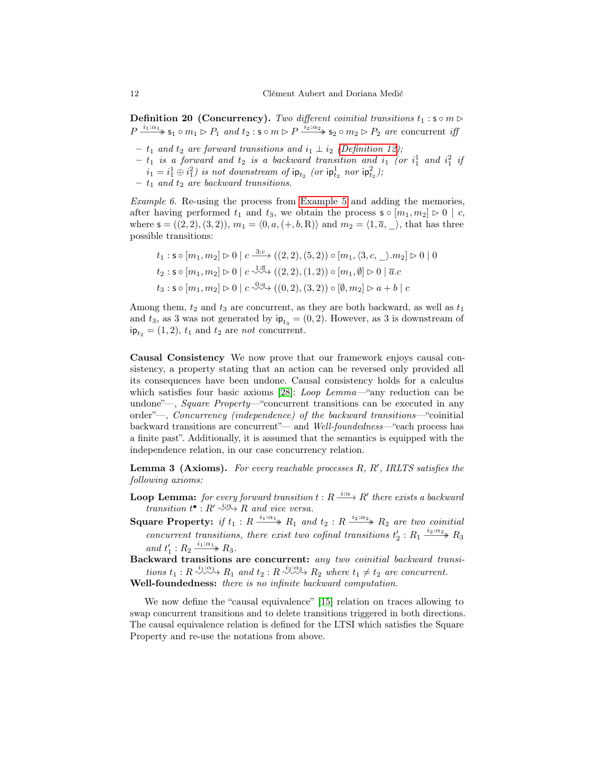**Definition 20 (Concurrency).** *Two different coinitial transitions* $t_1 : \mathsf{s} \circ m \rhd P \xrightarrow{i_1:\alpha_1}\!\!\!\!\!\rightarrow \mathsf{s}_1 \circ m_1 \rhd P_1$ *and* $t_2 : \mathsf{s} \circ m \rhd P \xrightarrow{i_2:\alpha_2}\!\!\!\!\!\rightarrow \mathsf{s}_2 \circ m_2 \rhd P_2$ *are* concurrent *iff*

- $t_1$ *and* $t_2$ *are forward transitions and* $i_1 \perp i_2$ *(Definition 12);*
- $t_1$ *is a forward and* $t_2$ *is a backward transition and* $i_1$ *(or* $i_1^1$ *and* $i_1^2$ *if* $i_1 = i_1^1 \oplus i_1^2$*) is not downstream of* $\mathsf{ip}_{t_2}$ *(or* $\mathsf{ip}^1_{t_2}$ *nor* $\mathsf{ip}^2_{t_2}$*);*
- $t_1$ *and* $t_2$ *are backward transitions.*

*Example 6.* Re-using the process from Example 5 and adding the memories, after having performed $t_1$ and $t_3$, we obtain the process $\mathsf{s} \circ [m_1, m_2] \rhd 0 \mid c$, where $\mathsf{s} = ((2, 2), (3, 2))$, $m_1 = \langle 0, a, (+, b, \mathrm{R})\rangle$ and $m_2 = \langle 1, \overline{a}, \_\rangle$, that has three possible transitions:

$$t_1 : \mathsf{s} \circ [m_1, m_2] \rhd 0 \mid c \xrightarrow{3:c} ((2, 2), (5, 2)) \circ [m_1, \langle 3, c, \_\rangle.m_2] \rhd 0 \mid 0$$

$$t_2 : \mathsf{s} \circ [m_1, m_2] \rhd 0 \mid c \overset{1:\overline{a}}{\rightsquigarrow} ((2, 2), (1, 2)) \circ [m_1, \emptyset] \rhd 0 \mid \overline{a}.c$$

$$t_3 : \mathsf{s} \circ [m_1, m_2] \rhd 0 \mid c \overset{0:a}{\rightsquigarrow} ((0, 2), (3, 2)) \circ [\emptyset, m_2] \rhd a + b \mid c$$

Among them, $t_2$ and $t_3$ are concurrent, as they are both backward, as well as $t_1$ and $t_3$, as 3 was not generated by $\mathsf{ip}_{t_3} = (0, 2)$. However, as 3 is downstream of $\mathsf{ip}_{t_2} = (1, 2)$, $t_1$ and $t_2$ are *not* concurrent.

**Causal Consistency** We now prove that our framework enjoys causal consistency, a property stating that an action can be reversed only provided all its consequences have been undone. Causal consistency holds for a calculus which satisfies four basic axioms [28]: *Loop Lemma*—"any reduction can be undone"—, *Square Property*—"concurrent transitions can be executed in any order"—, *Concurrency (independence) of the backward transitions*—"coinitial backward transitions are concurrent"— and *Well-foundedness*—"each process has a finite past". Additionally, it is assumed that the semantics is equipped with the independence relation, in our case concurrency relation.

**Lemma 3 (Axioms).** *For every reachable processes* $R$, $R'$, *IRLTS satisfies the following axioms:*

**Loop Lemma:** *for every forward transition* $t : R \xrightarrow{i:\alpha} R'$ *there exists a backward transition* $t^\bullet : R' \overset{i:\alpha}{\rightsquigarrow} R$ *and vice versa.*

**Square Property:** *if* $t_1 : R \xrightarrow{i_1:\alpha_1}\!\!\!\!\!\rightarrow R_1$ *and* $t_2 : R \xrightarrow{i_2:\alpha_2}\!\!\!\!\!\rightarrow R_2$ *are two coinitial concurrent transitions, there exist two cofinal transitions* $t_2' : R_1 \xrightarrow{i_2:\alpha_2}\!\!\!\!\!\rightarrow R_3$ *and* $t_1' : R_2 \xrightarrow{i_1:\alpha_1}\!\!\!\!\!\rightarrow R_3$.

**Backward transitions are concurrent:** *any two coinitial backward transitions* $t_1 : R \overset{i_1:\alpha_1}{\rightsquigarrow} R_1$ *and* $t_2 : R \overset{i_2:\alpha_2}{\rightsquigarrow} R_2$ *where* $t_1 \neq t_2$ *are concurrent.*

**Well-foundedness:** *there is no infinite backward computation.*

We now define the "causal equivalence" [15] relation on traces allowing to swap concurrent transitions and to delete transitions triggered in both directions. The causal equivalence relation is defined for the LTSI which satisfies the Square Property and re-use the notations from above.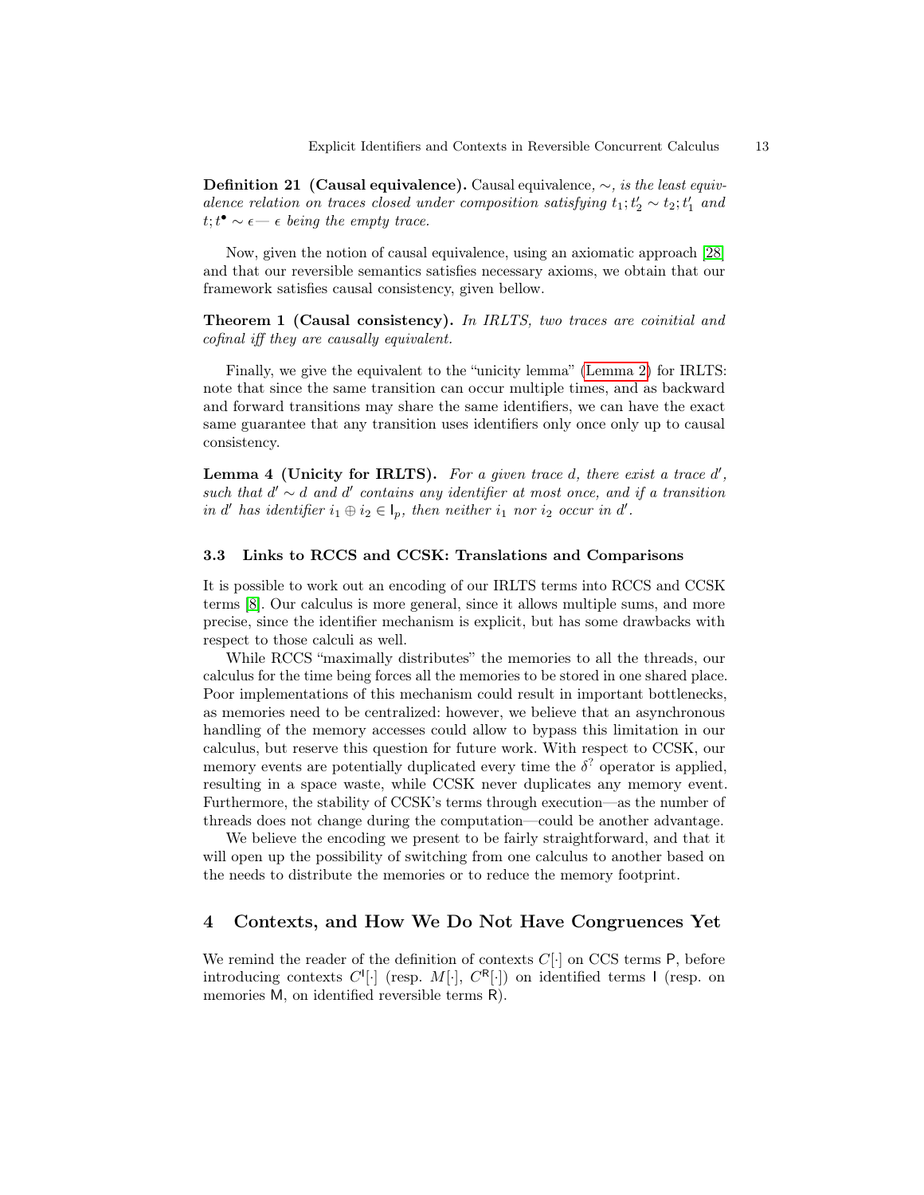**Definition 21 (Causal equivalence).** Causal equivalence, $\sim$, *is the least equivalence relation on traces closed under composition satisfying* $t_1; t_2' \sim t_2; t_1'$ *and* $t; t^\bullet \sim \epsilon$*—* $\epsilon$ *being the empty trace.*

Now, given the notion of causal equivalence, using an axiomatic approach [28] and that our reversible semantics satisfies necessary axioms, we obtain that our framework satisfies causal consistency, given bellow.

**Theorem 1 (Causal consistency).** *In IRLTS, two traces are coinitial and cofinal iff they are causally equivalent.*

Finally, we give the equivalent to the "unicity lemma" (Lemma 2) for IRLTS: note that since the same transition can occur multiple times, and as backward and forward transitions may share the same identifiers, we can have the exact same guarantee that any transition uses identifiers only once only up to causal consistency.

**Lemma 4 (Unicity for IRLTS).** *For a given trace* $d$*, there exist a trace* $d'$*, such that* $d' \sim d$ *and* $d'$ *contains any identifier at most once, and if a transition in* $d'$ *has identifier* $i_1 \oplus i_2 \in \mathsf{I}_p$*, then neither* $i_1$ *nor* $i_2$ *occur in* $d'$*.*

### 3.3 Links to RCCS and CCSK: Translations and Comparisons

It is possible to work out an encoding of our IRLTS terms into RCCS and CCSK terms [8]. Our calculus is more general, since it allows multiple sums, and more precise, since the identifier mechanism is explicit, but has some drawbacks with respect to those calculi as well.

While RCCS "maximally distributes" the memories to all the threads, our calculus for the time being forces all the memories to be stored in one shared place. Poor implementations of this mechanism could result in important bottlenecks, as memories need to be centralized: however, we believe that an asynchronous handling of the memory accesses could allow to bypass this limitation in our calculus, but reserve this question for future work. With respect to CCSK, our memory events are potentially duplicated every time the $\delta^?$ operator is applied, resulting in a space waste, while CCSK never duplicates any memory event. Furthermore, the stability of CCSK's terms through execution—as the number of threads does not change during the computation—could be another advantage.

We believe the encoding we present to be fairly straightforward, and that it will open up the possibility of switching from one calculus to another based on the needs to distribute the memories or to reduce the memory footprint.

## 4 Contexts, and How We Do Not Have Congruences Yet

We remind the reader of the definition of contexts $C[\cdot]$ on CCS terms $\mathsf{P}$, before introducing contexts $C^{\mathsf{I}}[\cdot]$ (resp. $M[\cdot]$, $C^{\mathsf{R}}[\cdot]$) on identified terms $\mathsf{I}$ (resp. on memories $\mathsf{M}$, on identified reversible terms $\mathsf{R}$).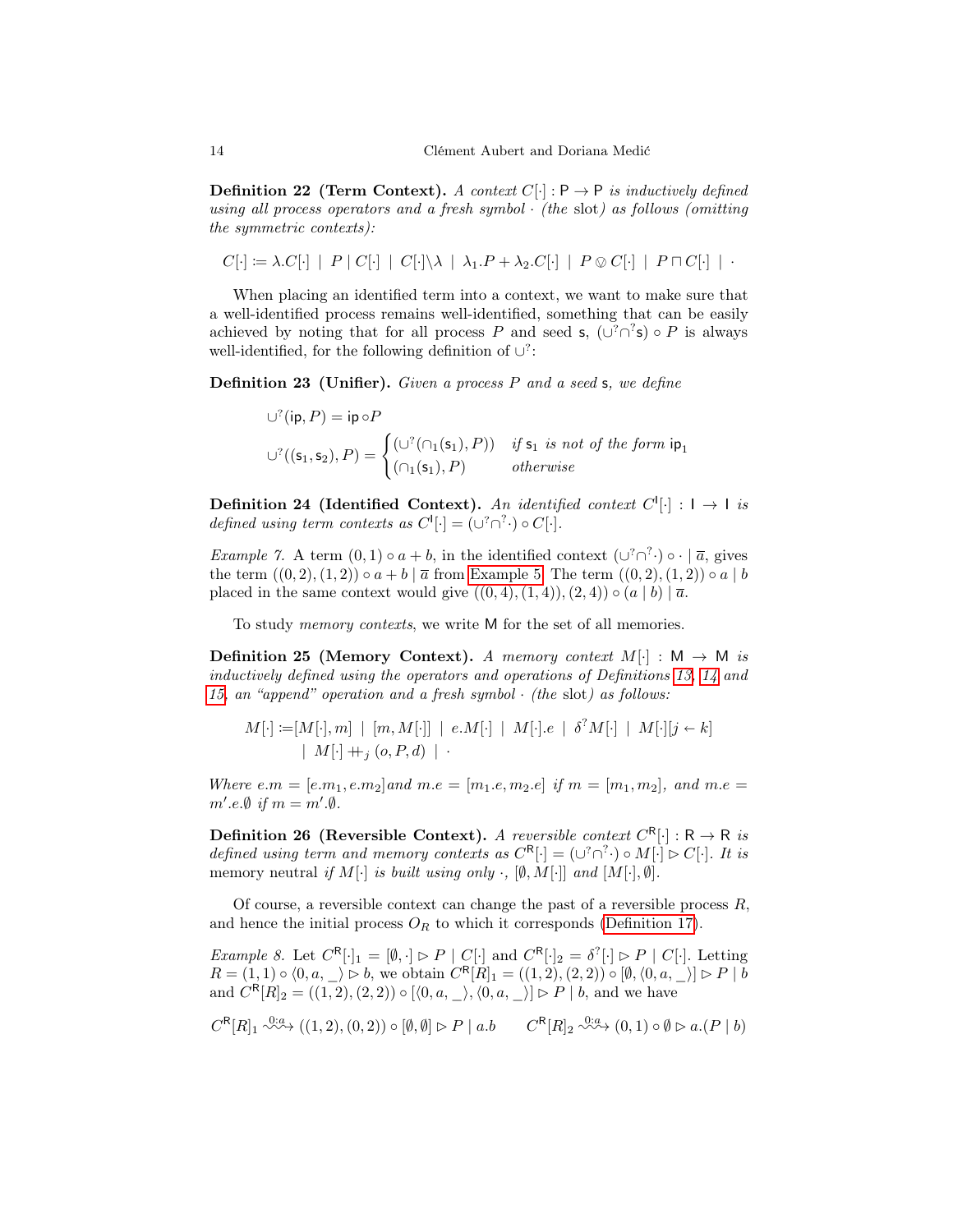**Definition 22 (Term Context).** *A context $C[\cdot] : \mathsf{P} \to \mathsf{P}$ is inductively defined using all process operators and a fresh symbol $\cdot$ (the* slot*) as follows (omitting the symmetric contexts):*

$$C[\cdot] \coloneqq \lambda.C[\cdot] \;|\; P \mid C[\cdot] \;|\; C[\cdot]\backslash\lambda \;|\; \lambda_1.P + \lambda_2.C[\cdot] \;|\; P \oslash C[\cdot] \;|\; P \sqcap C[\cdot] \;|\; \cdot$$

When placing an identified term into a context, we want to make sure that a well-identified process remains well-identified, something that can be easily achieved by noting that for all process $P$ and seed $\mathsf{s}$, $(\cup^?\cap^?\mathsf{s}) \circ P$ is always well-identified, for the following definition of $\cup^?$:

**Definition 23 (Unifier).** *Given a process $P$ and a seed $\mathsf{s}$, we define*

$$\cup^?(\mathsf{ip}, P) = \mathsf{ip} \circ P$$

$$\cup^?((\mathsf{s}_1, \mathsf{s}_2), P) = \begin{cases} (\cup^?(\cap_1(\mathsf{s}_1), P)) & \text{if } \mathsf{s}_1 \text{ is not of the form } \mathsf{ip}_1 \\ (\cap_1(\mathsf{s}_1), P) & \text{otherwise} \end{cases}$$

**Definition 24 (Identified Context).** *An identified context $C^{\mathsf{I}}[\cdot] : \mathsf{I} \to \mathsf{I}$ is defined using term contexts as $C^{\mathsf{I}}[\cdot] = (\cup^?\cap^?\cdot) \circ C[\cdot]$.*

*Example 7.* A term $(0,1) \circ a + b$, in the identified context $(\cup^?\cap^?\cdot) \circ \cdot \mid \overline{a}$, gives the term $((0,2),(1,2)) \circ a + b \mid \overline{a}$ from Example 5. The term $((0,2),(1,2)) \circ a \mid b$ placed in the same context would give $((0,4),(1,4)),(2,4)) \circ (a \mid b) \mid \overline{a}$.

To study *memory contexts*, we write $\mathsf{M}$ for the set of all memories.

**Definition 25 (Memory Context).** *A memory context $M[\cdot] : \mathsf{M} \to \mathsf{M}$ is inductively defined using the operators and operations of Definitions 13, 14 and 15, an "append" operation and a fresh symbol $\cdot$ (the* slot*) as follows:*

$$\begin{aligned} M[\cdot] \coloneqq & [M[\cdot], m] \;|\; [m, M[\cdot]] \;|\; e.M[\cdot] \;|\; M[\cdot].e \;|\; \delta^? M[\cdot] \;|\; M[\cdot][j \leftarrow k] \\ & |\; M[\cdot] +\!\!+_j (o, P, d) \;|\; \cdot \end{aligned}$$

*Where $e.m = [e.m_1, e.m_2]$ and $m.e = [m_1.e, m_2.e]$ if $m = [m_1, m_2]$, and $m.e = m'.e.\emptyset$ if $m = m'.\emptyset$.*

**Definition 26 (Reversible Context).** *A reversible context $C^{\mathsf{R}}[\cdot] : \mathsf{R} \to \mathsf{R}$ is defined using term and memory contexts as $C^{\mathsf{R}}[\cdot] = (\cup^?\cap^?\cdot) \circ M[\cdot] \rhd C[\cdot]$. It is* memory neutral *if $M[\cdot]$ is built using only $\cdot$, $[\emptyset, M[\cdot]]$ and $[M[\cdot], \emptyset]$.*

Of course, a reversible context can change the past of a reversible process $R$, and hence the initial process $O_R$ to which it corresponds (Definition 17).

*Example 8.* Let $C^{\mathsf{R}}[\cdot]_1 = [\emptyset, \cdot] \rhd P \mid C[\cdot]$ and $C^{\mathsf{R}}[\cdot]_2 = \delta^?[\cdot] \rhd P \mid C[\cdot]$. Letting $R = (1,1) \circ \langle 0, a, \_ \rangle \rhd b$, we obtain $C^{\mathsf{R}}[R]_1 = ((1,2),(2,2)) \circ [\emptyset, \langle 0, a, \_ \rangle] \rhd P \mid b$ and $C^{\mathsf{R}}[R]_2 = ((1,2),(2,2)) \circ [\langle 0, a, \_ \rangle, \langle 0, a, \_ \rangle] \rhd P \mid b$, and we have

$$C^{\mathsf{R}}[R]_1 \overset{0:a}{\rightsquigarrow} ((1,2),(0,2)) \circ [\emptyset, \emptyset] \rhd P \mid a.b \qquad C^{\mathsf{R}}[R]_2 \overset{0:a}{\rightsquigarrow} (0,1) \circ \emptyset \rhd a.(P \mid b)$$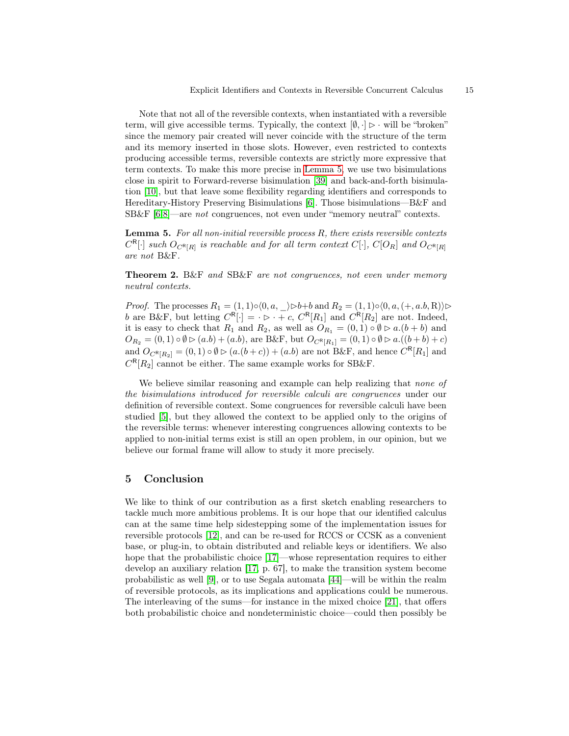Note that not all of the reversible contexts, when instantiated with a reversible term, will give accessible terms. Typically, the context $[\emptyset, \cdot] \rhd \cdot$ will be "broken" since the memory pair created will never coincide with the structure of the term and its memory inserted in those slots. However, even restricted to contexts producing accessible terms, reversible contexts are strictly more expressive that term contexts. To make this more precise in Lemma 5, we use two bisimulations close in spirit to Forward-reverse bisimulation [39] and back-and-forth bisimulation [10], but that leave some flexibility regarding identifiers and corresponds to Hereditary-History Preserving Bisimulations [6]. Those bisimulations—B&F and SB&F [6,8]—are *not* congruences, not even under "memory neutral" contexts.

**Lemma 5.** *For all non-initial reversible process* $R$*, there exists reversible contexts* $C^{\mathsf{R}}[\cdot]$ *such* $O_{C^{\mathsf{R}}[R]}$ *is reachable and for all term context* $C[\cdot]$*,* $C[O_R]$ *and* $O_{C^{\mathsf{R}}[R]}$ *are not* B&F*.*

**Theorem 2.** B&F *and* SB&F *are not congruences, not even under memory neutral contexts.*

*Proof.* The processes $R_1 = (1,1) \circ \langle 0, a, \_ \rangle \rhd b + b$ and $R_2 = (1,1) \circ \langle 0, a, (+, a.b, \mathrm{R}) \rangle \rhd b$ are B&F, but letting $C^{\mathsf{R}}[\cdot] = \cdot \rhd \cdot + c$, $C^{\mathsf{R}}[R_1]$ and $C^{\mathsf{R}}[R_2]$ are not. Indeed, it is easy to check that $R_1$ and $R_2$, as well as $O_{R_1} = (0,1) \circ \emptyset \rhd a.(b+b)$ and $O_{R_2} = (0,1) \circ \emptyset \rhd (a.b) + (a.b)$, are B&F, but $O_{C^{\mathsf{R}}[R_1]} = (0,1) \circ \emptyset \rhd a.((b+b)+c)$ and $O_{C^{\mathsf{R}}[R_2]} = (0,1) \circ \emptyset \rhd (a.(b+c)) + (a.b)$ are not B&F, and hence $C^{\mathsf{R}}[R_1]$ and $C^{\mathsf{R}}[R_2]$ cannot be either. The same example works for SB&F.

We believe similar reasoning and example can help realizing that *none of the bisimulations introduced for reversible calculi are congruences* under our definition of reversible context. Some congruences for reversible calculi have been studied [5], but they allowed the context to be applied only to the origins of the reversible terms: whenever interesting congruences allowing contexts to be applied to non-initial terms exist is still an open problem, in our opinion, but we believe our formal frame will allow to study it more precisely.

## 5 Conclusion

We like to think of our contribution as a first sketch enabling researchers to tackle much more ambitious problems. It is our hope that our identified calculus can at the same time help sidestepping some of the implementation issues for reversible protocols [12], and can be re-used for RCCS or CCSK as a convenient base, or plug-in, to obtain distributed and reliable keys or identifiers. We also hope that the probabilistic choice [17]—whose representation requires to either develop an auxiliary relation [17, p. 67], to make the transition system become probabilistic as well [9], or to use Segala automata [44]—will be within the realm of reversible protocols, as its implications and applications could be numerous. The interleaving of the sums—for instance in the mixed choice [21], that offers both probabilistic choice and nondeterministic choice—could then possibly be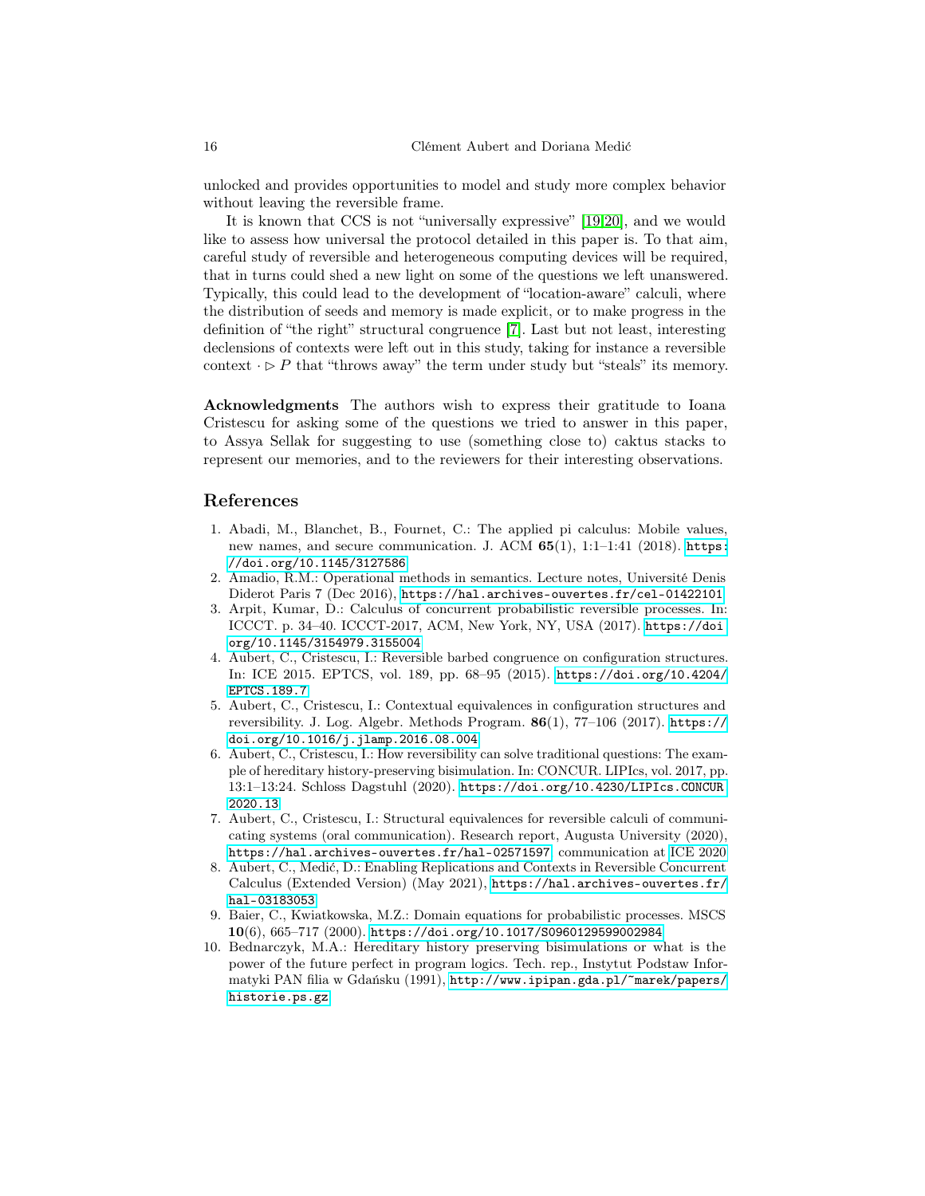unlocked and provides opportunities to model and study more complex behavior without leaving the reversible frame.

It is known that CCS is not "universally expressive" [19,20], and we would like to assess how universal the protocol detailed in this paper is. To that aim, careful study of reversible and heterogeneous computing devices will be required, that in turns could shed a new light on some of the questions we left unanswered. Typically, this could lead to the development of "location-aware" calculi, where the distribution of seeds and memory is made explicit, or to make progress in the definition of "the right" structural congruence [7]. Last but not least, interesting declensions of contexts were left out in this study, taking for instance a reversible context $\cdot \rhd P$ that "throws away" the term under study but "steals" its memory.

**Acknowledgments** The authors wish to express their gratitude to Ioana Cristescu for asking some of the questions we tried to answer in this paper, to Assya Sellak for suggesting to use (something close to) caktus stacks to represent our memories, and to the reviewers for their interesting observations.

## References

1. Abadi, M., Blanchet, B., Fournet, C.: The applied pi calculus: Mobile values, new names, and secure communication. J. ACM **65**(1), 1:1–1:41 (2018). https://doi.org/10.1145/3127586
2. Amadio, R.M.: Operational methods in semantics. Lecture notes, Université Denis Diderot Paris 7 (Dec 2016), https://hal.archives-ouvertes.fr/cel-01422101
3. Arpit, Kumar, D.: Calculus of concurrent probabilistic reversible processes. In: ICCCT. p. 34–40. ICCCT-2017, ACM, New York, NY, USA (2017). https://doi.org/10.1145/3154979.3155004
4. Aubert, C., Cristescu, I.: Reversible barbed congruence on configuration structures. In: ICE 2015. EPTCS, vol. 189, pp. 68–95 (2015). https://doi.org/10.4204/EPTCS.189.7
5. Aubert, C., Cristescu, I.: Contextual equivalences in configuration structures and reversibility. J. Log. Algebr. Methods Program. **86**(1), 77–106 (2017). https://doi.org/10.1016/j.jlamp.2016.08.004
6. Aubert, C., Cristescu, I.: How reversibility can solve traditional questions: The example of hereditary history-preserving bisimulation. In: CONCUR. LIPIcs, vol. 2017, pp. 13:1–13:24. Schloss Dagstuhl (2020). https://doi.org/10.4230/LIPIcs.CONCUR.2020.13
7. Aubert, C., Cristescu, I.: Structural equivalences for reversible calculi of communicating systems (oral communication). Research report, Augusta University (2020), https://hal.archives-ouvertes.fr/hal-02571597, communication at ICE 2020
8. Aubert, C., Medić, D.: Enabling Replications and Contexts in Reversible Concurrent Calculus (Extended Version) (May 2021), https://hal.archives-ouvertes.fr/hal-03183053
9. Baier, C., Kwiatkowska, M.Z.: Domain equations for probabilistic processes. MSCS **10**(6), 665–717 (2000). https://doi.org/10.1017/S0960129599002984
10. Bednarczyk, M.A.: Hereditary history preserving bisimulations or what is the power of the future perfect in program logics. Tech. rep., Instytut Podstaw Informatyki PAN filia w Gdańsku (1991), http://www.ipipan.gda.pl/~marek/papers/historie.ps.gz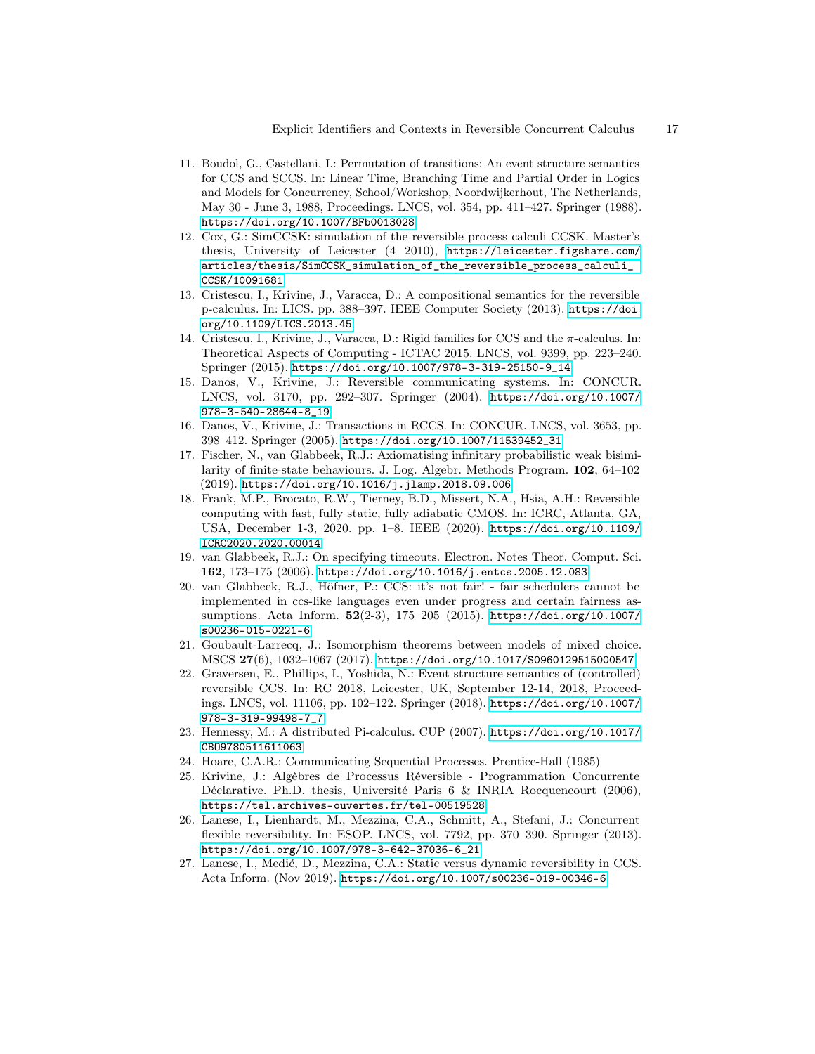11. Boudol, G., Castellani, I.: Permutation of transitions: An event structure semantics for CCS and SCCS. In: Linear Time, Branching Time and Partial Order in Logics and Models for Concurrency, School/Workshop, Noordwijkerhout, The Netherlands, May 30 - June 3, 1988, Proceedings. LNCS, vol. 354, pp. 411–427. Springer (1988). https://doi.org/10.1007/BFb0013028
12. Cox, G.: SimCCSK: simulation of the reversible process calculi CCSK. Master's thesis, University of Leicester (4 2010), https://leicester.figshare.com/articles/thesis/SimCCSK_simulation_of_the_reversible_process_calculi_CCSK/10091681
13. Cristescu, I., Krivine, J., Varacca, D.: A compositional semantics for the reversible p-calculus. In: LICS. pp. 388–397. IEEE Computer Society (2013). https://doi.org/10.1109/LICS.2013.45
14. Cristescu, I., Krivine, J., Varacca, D.: Rigid families for CCS and the $\pi$-calculus. In: Theoretical Aspects of Computing - ICTAC 2015. LNCS, vol. 9399, pp. 223–240. Springer (2015). https://doi.org/10.1007/978-3-319-25150-9_14
15. Danos, V., Krivine, J.: Reversible communicating systems. In: CONCUR. LNCS, vol. 3170, pp. 292–307. Springer (2004). https://doi.org/10.1007/978-3-540-28644-8_19
16. Danos, V., Krivine, J.: Transactions in RCCS. In: CONCUR. LNCS, vol. 3653, pp. 398–412. Springer (2005). https://doi.org/10.1007/11539452_31
17. Fischer, N., van Glabbeek, R.J.: Axiomatising infinitary probabilistic weak bisimilarity of finite-state behaviours. J. Log. Algebr. Methods Program. **102**, 64–102 (2019). https://doi.org/10.1016/j.jlamp.2018.09.006
18. Frank, M.P., Brocato, R.W., Tierney, B.D., Missert, N.A., Hsia, A.H.: Reversible computing with fast, fully static, fully adiabatic CMOS. In: ICRC, Atlanta, GA, USA, December 1-3, 2020. pp. 1–8. IEEE (2020). https://doi.org/10.1109/ICRC2020.2020.00014
19. van Glabbeek, R.J.: On specifying timeouts. Electron. Notes Theor. Comput. Sci. **162**, 173–175 (2006). https://doi.org/10.1016/j.entcs.2005.12.083
20. van Glabbeek, R.J., Höfner, P.: CCS: it's not fair! - fair schedulers cannot be implemented in ccs-like languages even under progress and certain fairness assumptions. Acta Inform. **52**(2-3), 175–205 (2015). https://doi.org/10.1007/s00236-015-0221-6
21. Goubault-Larrecq, J.: Isomorphism theorems between models of mixed choice. MSCS **27**(6), 1032–1067 (2017). https://doi.org/10.1017/S0960129515000547
22. Graversen, E., Phillips, I., Yoshida, N.: Event structure semantics of (controlled) reversible CCS. In: RC 2018, Leicester, UK, September 12-14, 2018, Proceedings. LNCS, vol. 11106, pp. 102–122. Springer (2018). https://doi.org/10.1007/978-3-319-99498-7_7
23. Hennessy, M.: A distributed Pi-calculus. CUP (2007). https://doi.org/10.1017/CBO9780511611063
24. Hoare, C.A.R.: Communicating Sequential Processes. Prentice-Hall (1985)
25. Krivine, J.: Algèbres de Processus Réversible - Programmation Concurrente Déclarative. Ph.D. thesis, Université Paris 6 & INRIA Rocquencourt (2006), https://tel.archives-ouvertes.fr/tel-00519528
26. Lanese, I., Lienhardt, M., Mezzina, C.A., Schmitt, A., Stefani, J.: Concurrent flexible reversibility. In: ESOP. LNCS, vol. 7792, pp. 370–390. Springer (2013). https://doi.org/10.1007/978-3-642-37036-6_21
27. Lanese, I., Medić, D., Mezzina, C.A.: Static versus dynamic reversibility in CCS. Acta Inform. (Nov 2019). https://doi.org/10.1007/s00236-019-00346-6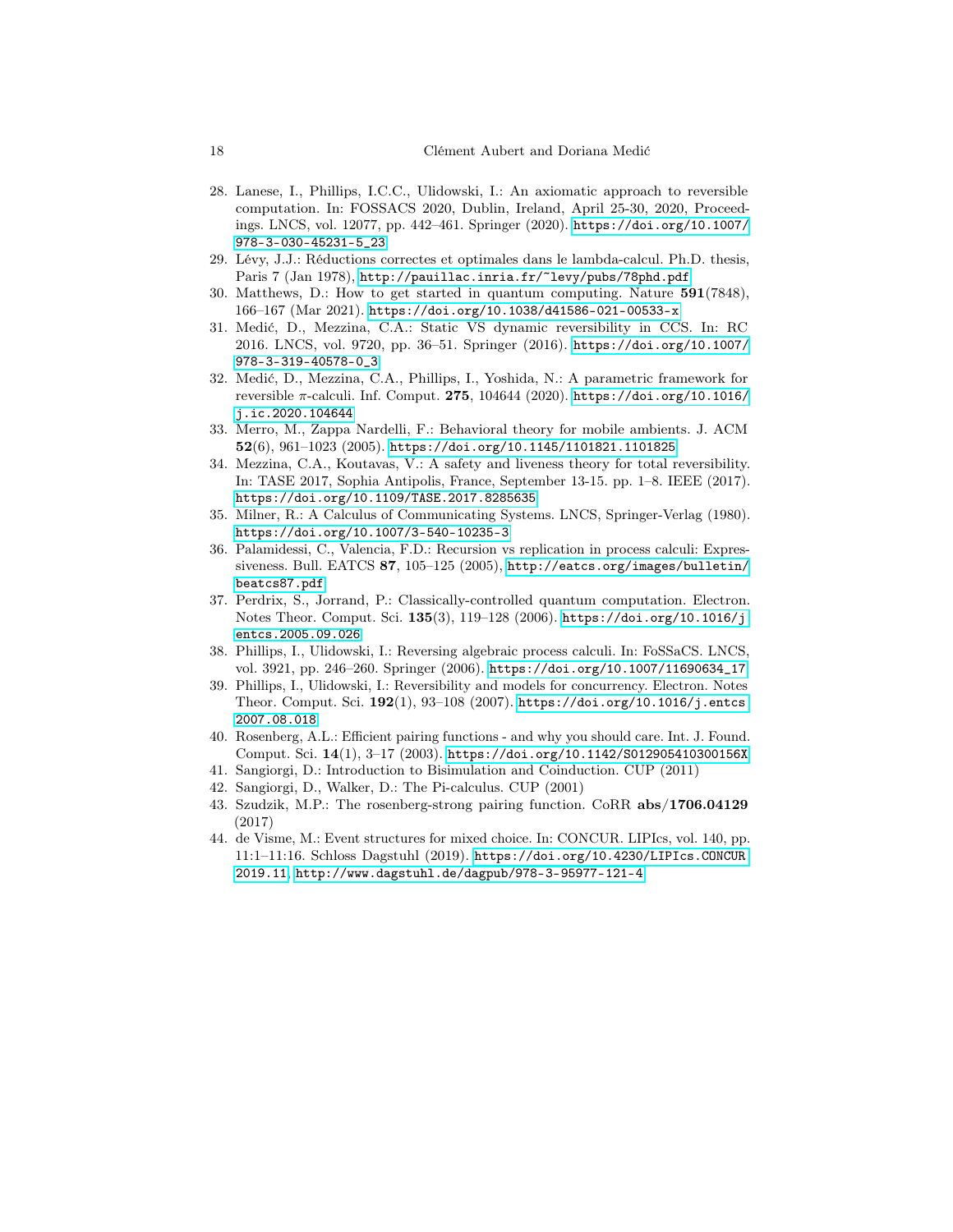28. Lanese, I., Phillips, I.C.C., Ulidowski, I.: An axiomatic approach to reversible computation. In: FOSSACS 2020, Dublin, Ireland, April 25-30, 2020, Proceedings. LNCS, vol. 12077, pp. 442–461. Springer (2020). https://doi.org/10.1007/978-3-030-45231-5_23
29. Lévy, J.J.: Réductions correctes et optimales dans le lambda-calcul. Ph.D. thesis, Paris 7 (Jan 1978), http://pauillac.inria.fr/~levy/pubs/78phd.pdf
30. Matthews, D.: How to get started in quantum computing. Nature **591**(7848), 166–167 (Mar 2021). https://doi.org/10.1038/d41586-021-00533-x
31. Medić, D., Mezzina, C.A.: Static VS dynamic reversibility in CCS. In: RC 2016. LNCS, vol. 9720, pp. 36–51. Springer (2016). https://doi.org/10.1007/978-3-319-40578-0_3
32. Medić, D., Mezzina, C.A., Phillips, I., Yoshida, N.: A parametric framework for reversible $\pi$-calculi. Inf. Comput. **275**, 104644 (2020). https://doi.org/10.1016/j.ic.2020.104644
33. Merro, M., Zappa Nardelli, F.: Behavioral theory for mobile ambients. J. ACM **52**(6), 961–1023 (2005). https://doi.org/10.1145/1101821.1101825
34. Mezzina, C.A., Koutavas, V.: A safety and liveness theory for total reversibility. In: TASE 2017, Sophia Antipolis, France, September 13-15. pp. 1–8. IEEE (2017). https://doi.org/10.1109/TASE.2017.8285635
35. Milner, R.: A Calculus of Communicating Systems. LNCS, Springer-Verlag (1980). https://doi.org/10.1007/3-540-10235-3
36. Palamidessi, C., Valencia, F.D.: Recursion vs replication in process calculi: Expressiveness. Bull. EATCS **87**, 105–125 (2005), http://eatcs.org/images/bulletin/beatcs87.pdf
37. Perdrix, S., Jorrand, P.: Classically-controlled quantum computation. Electron. Notes Theor. Comput. Sci. **135**(3), 119–128 (2006). https://doi.org/10.1016/j.entcs.2005.09.026
38. Phillips, I., Ulidowski, I.: Reversing algebraic process calculi. In: FoSSaCS. LNCS, vol. 3921, pp. 246–260. Springer (2006). https://doi.org/10.1007/11690634_17
39. Phillips, I., Ulidowski, I.: Reversibility and models for concurrency. Electron. Notes Theor. Comput. Sci. **192**(1), 93–108 (2007). https://doi.org/10.1016/j.entcs.2007.08.018
40. Rosenberg, A.L.: Efficient pairing functions - and why you should care. Int. J. Found. Comput. Sci. **14**(1), 3–17 (2003). https://doi.org/10.1142/S012905410300156X
41. Sangiorgi, D.: Introduction to Bisimulation and Coinduction. CUP (2011)
42. Sangiorgi, D., Walker, D.: The Pi-calculus. CUP (2001)
43. Szudzik, M.P.: The rosenberg-strong pairing function. CoRR **abs/1706.04129** (2017)
44. de Visme, M.: Event structures for mixed choice. In: CONCUR. LIPIcs, vol. 140, pp. 11:1–11:16. Schloss Dagstuhl (2019). https://doi.org/10.4230/LIPIcs.CONCUR.2019.11, http://www.dagstuhl.de/dagpub/978-3-95977-121-4